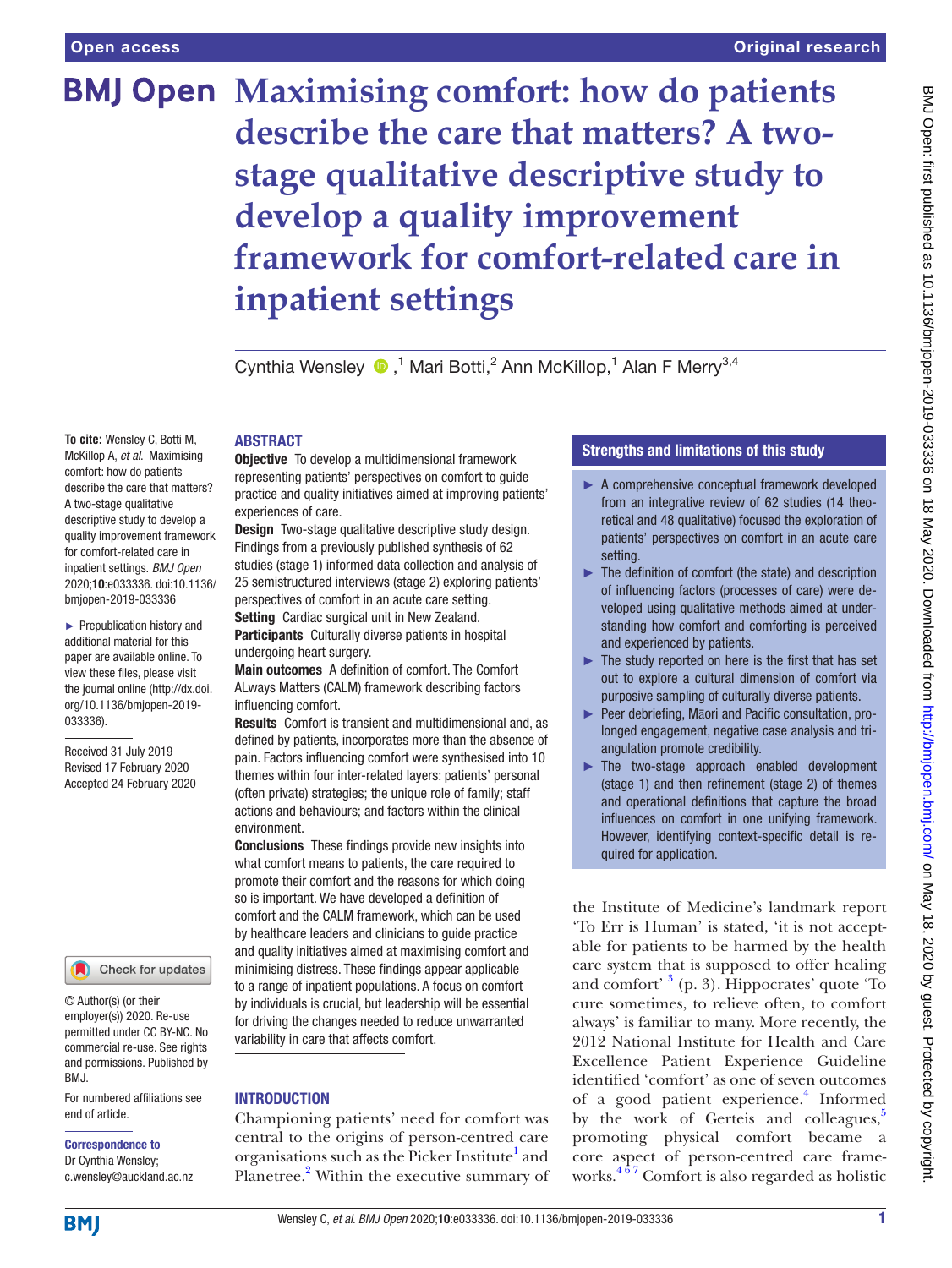# Maximising comfort: how do patients describe the care that matters? A two-stage qualitative descriptive study to develop a quality improvement framework for comfort-related care in inpatient settings

Cynthia Wensley,[1] Mari Botti,[2] Ann McKillop,[1] Alan F Merry[3,4]

**To cite:** Wensley C, Botti M, McKillop A, *et al*. Maximising comfort: how do patients describe the care that matters? A two-stage qualitative descriptive study to develop a quality improvement framework for comfort-related care in inpatient settings. *BMJ Open* 2020;**10**:e033336. doi:10.1136/bmjopen-2019-033336

► Prepublication history and additional material for this paper are available online. To view these files, please visit the journal online (http://dx.doi.org/10.1136/bmjopen-2019-033336).

Received 31 July 2019
Revised 17 February 2020
Accepted 24 February 2020

© Author(s) (or their employer(s)) 2020. Re-use permitted under CC BY-NC. No commercial re-use. See rights and permissions. Published by BMJ.

For numbered affiliations see end of article.

**Correspondence to**
Dr Cynthia Wensley;
c.wensley@auckland.ac.nz

## ABSTRACT

**Objective** To develop a multidimensional framework representing patients' perspectives on comfort to guide practice and quality initiatives aimed at improving patients' experiences of care.

**Design** Two-stage qualitative descriptive study design. Findings from a previously published synthesis of 62 studies (stage 1) informed data collection and analysis of 25 semistructured interviews (stage 2) exploring patients' perspectives of comfort in an acute care setting.

**Setting** Cardiac surgical unit in New Zealand.

**Participants** Culturally diverse patients in hospital undergoing heart surgery.

**Main outcomes** A definition of comfort. The Comfort ALways Matters (CALM) framework describing factors influencing comfort.

**Results** Comfort is transient and multidimensional and, as defined by patients, incorporates more than the absence of pain. Factors influencing comfort were synthesised into 10 themes within four inter-related layers: patients' personal (often private) strategies; the unique role of family; staff actions and behaviours; and factors within the clinical environment.

**Conclusions** These findings provide new insights into what comfort means to patients, the care required to promote their comfort and the reasons for which doing so is important. We have developed a definition of comfort and the CALM framework, which can be used by healthcare leaders and clinicians to guide practice and quality initiatives aimed at maximising comfort and minimising distress. These findings appear applicable to a range of inpatient populations. A focus on comfort by individuals is crucial, but leadership will be essential for driving the changes needed to reduce unwarranted variability in care that affects comfort.

## Strengths and limitations of this study

- ► A comprehensive conceptual framework developed from an integrative review of 62 studies (14 theoretical and 48 qualitative) focused the exploration of patients' perspectives on comfort in an acute care setting.
- ► The definition of comfort (the state) and description of influencing factors (processes of care) were developed using qualitative methods aimed at understanding how comfort and comforting is perceived and experienced by patients.
- ► The study reported on here is the first that has set out to explore a cultural dimension of comfort via purposive sampling of culturally diverse patients.
- ► Peer debriefing, Māori and Pacific consultation, prolonged engagement, negative case analysis and triangulation promote credibility.
- ► The two-stage approach enabled development (stage 1) and then refinement (stage 2) of themes and operational definitions that capture the broad influences on comfort in one unifying framework. However, identifying context-specific detail is required for application.

## INTRODUCTION

Championing patients' need for comfort was central to the origins of person-centred care organisations such as the Picker Institute[1] and Planetree.[2] Within the executive summary of the Institute of Medicine's landmark report 'To Err is Human' is stated, 'it is not acceptable for patients to be harmed by the health care system that is supposed to offer healing and comfort'[3] (p. 3). Hippocrates' quote 'To cure sometimes, to relieve often, to comfort always' is familiar to many. More recently, the 2012 National Institute for Health and Care Excellence Patient Experience Guideline identified 'comfort' as one of seven outcomes of a good patient experience.[4] Informed by the work of Gerteis and colleagues,[5] promoting physical comfort became a core aspect of person-centred care frameworks.[4,6,7] Comfort is also regarded as holistic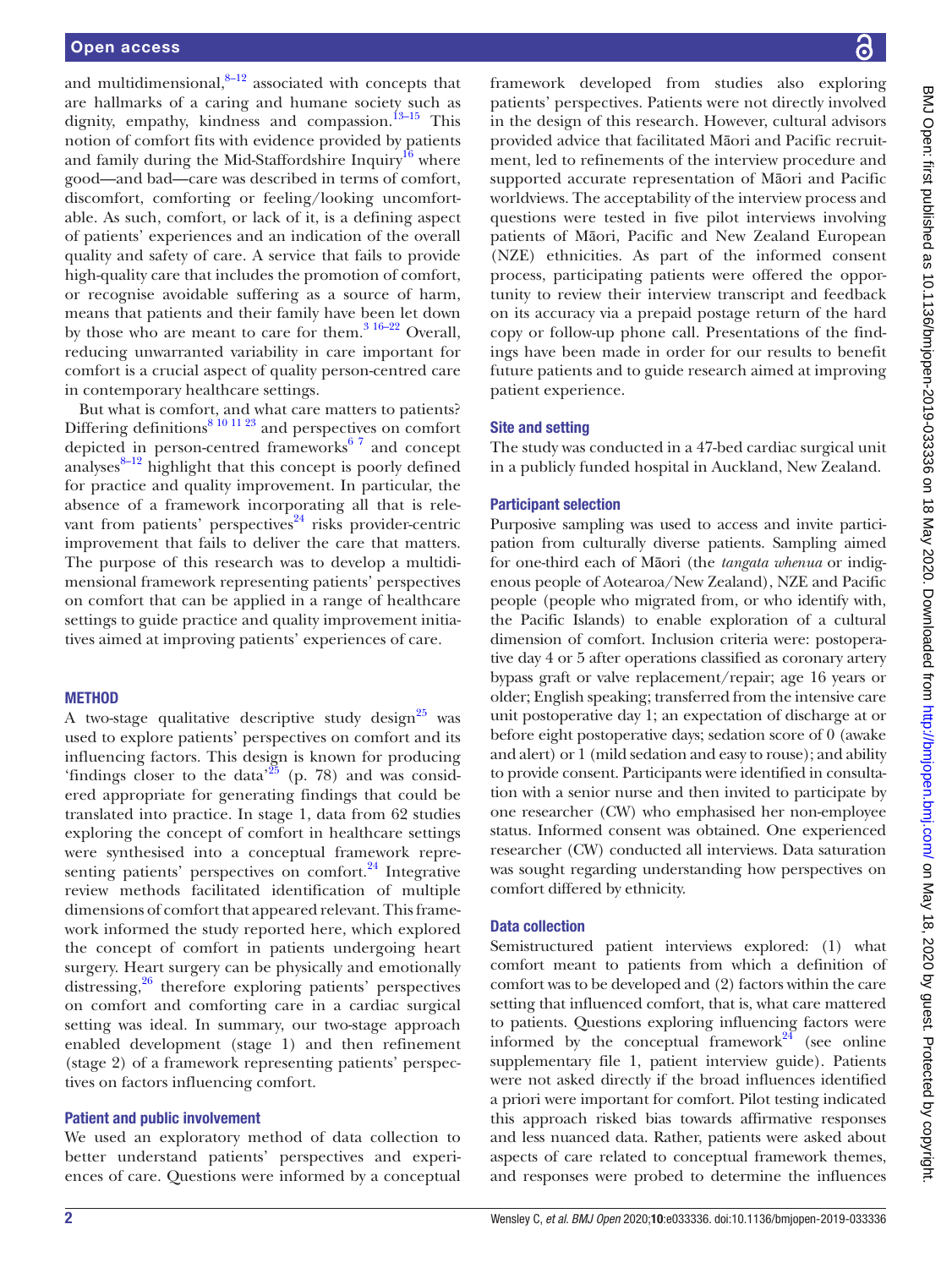and multidimensional,[8–12] associated with concepts that are hallmarks of a caring and humane society such as dignity, empathy, kindness and compassion.[13–15] This notion of comfort fits with evidence provided by patients and family during the Mid-Staffordshire Inquiry[16] where good—and bad—care was described in terms of comfort, discomfort, comforting or feeling/looking uncomfortable. As such, comfort, or lack of it, is a defining aspect of patients' experiences and an indication of the overall quality and safety of care. A service that fails to provide high-quality care that includes the promotion of comfort, or recognise avoidable suffering as a source of harm, means that patients and their family have been let down by those who are meant to care for them.[3 16–22] Overall, reducing unwarranted variability in care important for comfort is a crucial aspect of quality person-centred care in contemporary healthcare settings.

But what is comfort, and what care matters to patients? Differing definitions[8 10 11 23] and perspectives on comfort depicted in person-centred frameworks[6 7] and concept analyses[8–12] highlight that this concept is poorly defined for practice and quality improvement. In particular, the absence of a framework incorporating all that is relevant from patients' perspectives[24] risks provider-centric improvement that fails to deliver the care that matters. The purpose of this research was to develop a multidimensional framework representing patients' perspectives on comfort that can be applied in a range of healthcare settings to guide practice and quality improvement initiatives aimed at improving patients' experiences of care.

## METHOD

A two-stage qualitative descriptive study design[25] was used to explore patients' perspectives on comfort and its influencing factors. This design is known for producing 'findings closer to the data'[25] (p. 78) and was considered appropriate for generating findings that could be translated into practice. In stage 1, data from 62 studies exploring the concept of comfort in healthcare settings were synthesised into a conceptual framework representing patients' perspectives on comfort.[24] Integrative review methods facilitated identification of multiple dimensions of comfort that appeared relevant. This framework informed the study reported here, which explored the concept of comfort in patients undergoing heart surgery. Heart surgery can be physically and emotionally distressing,[26] therefore exploring patients' perspectives on comfort and comforting care in a cardiac surgical setting was ideal. In summary, our two-stage approach enabled development (stage 1) and then refinement (stage 2) of a framework representing patients' perspectives on factors influencing comfort.

### Patient and public involvement

We used an exploratory method of data collection to better understand patients' perspectives and experiences of care. Questions were informed by a conceptual framework developed from studies also exploring patients' perspectives. Patients were not directly involved in the design of this research. However, cultural advisors provided advice that facilitated Māori and Pacific recruitment, led to refinements of the interview procedure and supported accurate representation of Māori and Pacific worldviews. The acceptability of the interview process and questions were tested in five pilot interviews involving patients of Māori, Pacific and New Zealand European (NZE) ethnicities. As part of the informed consent process, participating patients were offered the opportunity to review their interview transcript and feedback on its accuracy via a prepaid postage return of the hard copy or follow-up phone call. Presentations of the findings have been made in order for our results to benefit future patients and to guide research aimed at improving patient experience.

### Site and setting

The study was conducted in a 47-bed cardiac surgical unit in a publicly funded hospital in Auckland, New Zealand.

### Participant selection

Purposive sampling was used to access and invite participation from culturally diverse patients. Sampling aimed for one-third each of Māori (the *tangata whenua* or indigenous people of Aotearoa/New Zealand), NZE and Pacific people (people who migrated from, or who identify with, the Pacific Islands) to enable exploration of a cultural dimension of comfort. Inclusion criteria were: postoperative day 4 or 5 after operations classified as coronary artery bypass graft or valve replacement/repair; age 16 years or older; English speaking; transferred from the intensive care unit postoperative day 1; an expectation of discharge at or before eight postoperative days; sedation score of 0 (awake and alert) or 1 (mild sedation and easy to rouse); and ability to provide consent. Participants were identified in consultation with a senior nurse and then invited to participate by one researcher (CW) who emphasised her non-employee status. Informed consent was obtained. One experienced researcher (CW) conducted all interviews. Data saturation was sought regarding understanding how perspectives on comfort differed by ethnicity.

### Data collection

Semistructured patient interviews explored: (1) what comfort meant to patients from which a definition of comfort was to be developed and (2) factors within the care setting that influenced comfort, that is, what care mattered to patients. Questions exploring influencing factors were informed by the conceptual framework[24] (see online supplementary file 1, patient interview guide). Patients were not asked directly if the broad influences identified a priori were important for comfort. Pilot testing indicated this approach risked bias towards affirmative responses and less nuanced data. Rather, patients were asked about aspects of care related to conceptual framework themes, and responses were probed to determine the influences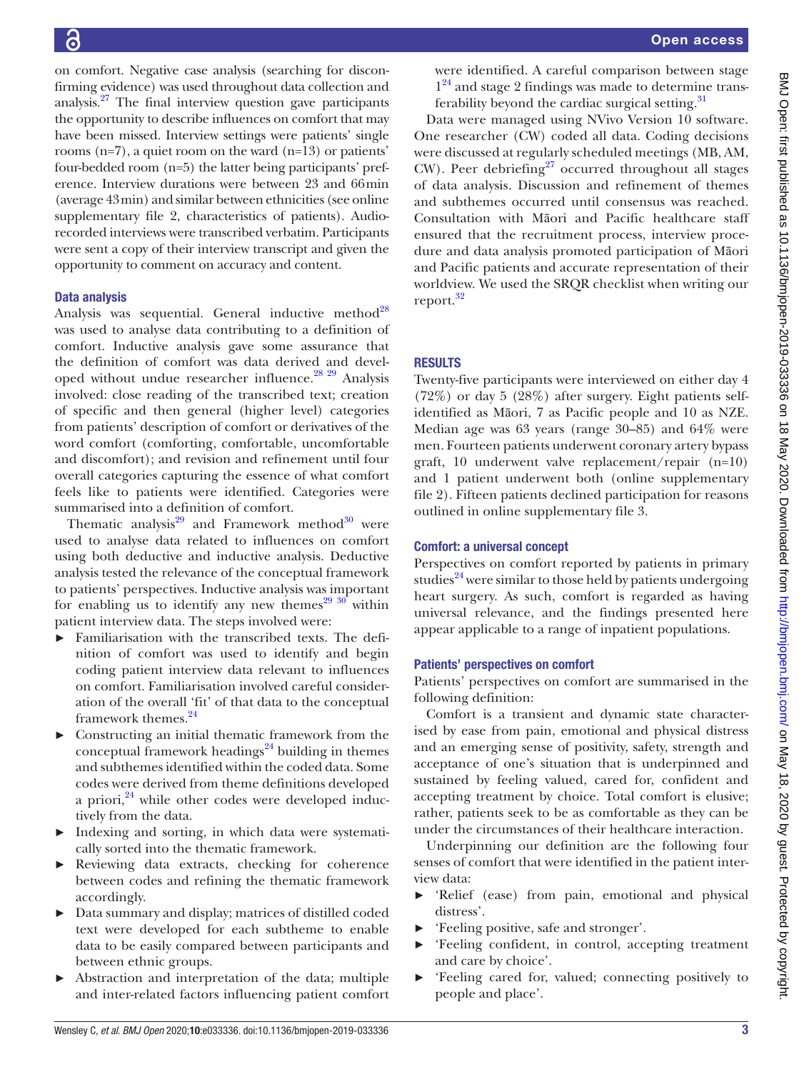on comfort. Negative case analysis (searching for disconfirming evidence) was used throughout data collection and analysis.[27] The final interview question gave participants the opportunity to describe influences on comfort that may have been missed. Interview settings were patients' single rooms (n=7), a quiet room on the ward (n=13) or patients' four-bedded room (n=5) the latter being participants' preference. Interview durations were between 23 and 66 min (average 43 min) and similar between ethnicities (see online supplementary file 2, characteristics of patients). Audio-recorded interviews were transcribed verbatim. Participants were sent a copy of their interview transcript and given the opportunity to comment on accuracy and content.

### Data analysis

Analysis was sequential. General inductive method[28] was used to analyse data contributing to a definition of comfort. Inductive analysis gave some assurance that the definition of comfort was data derived and developed without undue researcher influence.[28 29] Analysis involved: close reading of the transcribed text; creation of specific and then general (higher level) categories from patients' description of comfort or derivatives of the word comfort (comforting, comfortable, uncomfortable and discomfort); and revision and refinement until four overall categories capturing the essence of what comfort feels like to patients were identified. Categories were summarised into a definition of comfort.

Thematic analysis[29] and Framework method[30] were used to analyse data related to influences on comfort using both deductive and inductive analysis. Deductive analysis tested the relevance of the conceptual framework to patients' perspectives. Inductive analysis was important for enabling us to identify any new themes[29 30] within patient interview data. The steps involved were:

- Familiarisation with the transcribed texts. The definition of comfort was used to identify and begin coding patient interview data relevant to influences on comfort. Familiarisation involved careful consideration of the overall 'fit' of that data to the conceptual framework themes.[24]
- Constructing an initial thematic framework from the conceptual framework headings[24] building in themes and subthemes identified within the coded data. Some codes were derived from theme definitions developed a priori,[24] while other codes were developed inductively from the data.
- Indexing and sorting, in which data were systematically sorted into the thematic framework.
- Reviewing data extracts, checking for coherence between codes and refining the thematic framework accordingly.
- Data summary and display; matrices of distilled coded text were developed for each subtheme to enable data to be easily compared between participants and between ethnic groups.
- Abstraction and interpretation of the data; multiple and inter-related factors influencing patient comfort were identified. A careful comparison between stage 1[24] and stage 2 findings was made to determine transferability beyond the cardiac surgical setting.[31]

Data were managed using NVivo Version 10 software. One researcher (CW) coded all data. Coding decisions were discussed at regularly scheduled meetings (MB, AM, CW). Peer debriefing[27] occurred throughout all stages of data analysis. Discussion and refinement of themes and subthemes occurred until consensus was reached. Consultation with Māori and Pacific healthcare staff ensured that the recruitment process, interview procedure and data analysis promoted participation of Māori and Pacific patients and accurate representation of their worldview. We used the SRQR checklist when writing our report.[32]

## RESULTS

Twenty-five participants were interviewed on either day 4 (72%) or day 5 (28%) after surgery. Eight patients self-identified as Māori, 7 as Pacific people and 10 as NZE. Median age was 63 years (range 30–85) and 64% were men. Fourteen patients underwent coronary artery bypass graft, 10 underwent valve replacement/repair (n=10) and 1 patient underwent both (online supplementary file 2). Fifteen patients declined participation for reasons outlined in online supplementary file 3.

### Comfort: a universal concept

Perspectives on comfort reported by patients in primary studies[24] were similar to those held by patients undergoing heart surgery. As such, comfort is regarded as having universal relevance, and the findings presented here appear applicable to a range of inpatient populations.

### Patients' perspectives on comfort

Patients' perspectives on comfort are summarised in the following definition:

Comfort is a transient and dynamic state characterised by ease from pain, emotional and physical distress and an emerging sense of positivity, safety, strength and acceptance of one's situation that is underpinned and sustained by feeling valued, cared for, confident and accepting treatment by choice. Total comfort is elusive; rather, patients seek to be as comfortable as they can be under the circumstances of their healthcare interaction.

Underpinning our definition are the following four senses of comfort that were identified in the patient interview data:

- 'Relief (ease) from pain, emotional and physical distress'.
- 'Feeling positive, safe and stronger'.
- 'Feeling confident, in control, accepting treatment and care by choice'.
- 'Feeling cared for, valued; connecting positively to people and place'.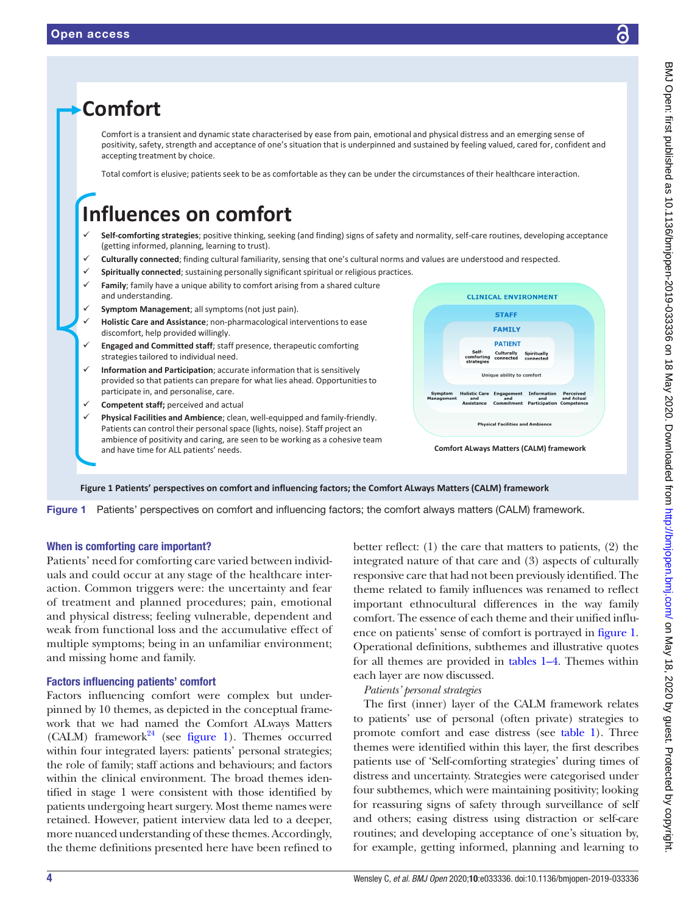# Comfort

Comfort is a transient and dynamic state characterised by ease from pain, emotional and physical distress and an emerging sense of positivity, safety, strength and acceptance of one's situation that is underpinned and sustained by feeling valued, cared for, confident and accepting treatment by choice.

Total comfort is elusive; patients seek to be as comfortable as they can be under the circumstances of their healthcare interaction.

# Influences on comfort

- ✓ **Self-comforting strategies**; positive thinking, seeking (and finding) signs of safety and normality, self-care routines, developing acceptance (getting informed, planning, learning to trust).
- ✓ **Culturally connected**; finding cultural familiarity, sensing that one's cultural norms and values are understood and respected.
- ✓ **Spiritually connected**; sustaining personally significant spiritual or religious practices.
- ✓ **Family**; family have a unique ability to comfort arising from a shared culture and understanding.
- ✓ **Symptom Management**; all symptoms (not just pain).
- ✓ **Holistic Care and Assistance**; non-pharmacological interventions to ease discomfort, help provided willingly.
- ✓ **Engaged and Committed staff**; staff presence, therapeutic comforting strategies tailored to individual need.
- ✓ **Information and Participation**; accurate information that is sensitively provided so that patients can prepare for what lies ahead. Opportunities to participate in, and personalise, care.
- ✓ **Competent staff;** perceived and actual
- ✓ **Physical Facilities and Ambience**; clean, well-equipped and family-friendly. Patients can control their personal space (lights, noise). Staff project an ambience of positivity and caring, are seen to be working as a cohesive team and have time for ALL patients' needs.

CLINICAL ENVIRONMENT
STAFF
FAMILY
PATIENT
Self-comforting strategies | Culturally connected | Spiritually connected
Unique ability to comfort
Symptom Management | Holistic Care and Assistance | Engagement and Commitment | Information and Participation | Perceived and Actual Competence
Physical Facilities and Ambience

Comfort ALways Matters (CALM) framework

**Figure 1 Patients' perspectives on comfort and influencing factors; the Comfort ALways Matters (CALM) framework**

**Figure 1** Patients' perspectives on comfort and influencing factors; the comfort always matters (CALM) framework.

### When is comforting care important?

Patients' need for comforting care varied between individuals and could occur at any stage of the healthcare interaction. Common triggers were: the uncertainty and fear of treatment and planned procedures; pain, emotional and physical distress; feeling vulnerable, dependent and weak from functional loss and the accumulative effect of multiple symptoms; being in an unfamiliar environment; and missing home and family.

### Factors influencing patients' comfort

Factors influencing comfort were complex but underpinned by 10 themes, as depicted in the conceptual framework that we had named the Comfort ALways Matters (CALM) framework[24] (see figure 1). Themes occurred within four integrated layers: patients' personal strategies; the role of family; staff actions and behaviours; and factors within the clinical environment. The broad themes identified in stage 1 were consistent with those identified by patients undergoing heart surgery. Most theme names were retained. However, patient interview data led to a deeper, more nuanced understanding of these themes. Accordingly, the theme definitions presented here have been refined to better reflect: (1) the care that matters to patients, (2) the integrated nature of that care and (3) aspects of culturally responsive care that had not been previously identified. The theme related to family influences was renamed to reflect important ethnocultural differences in the way family comfort. The essence of each theme and their unified influence on patients' sense of comfort is portrayed in figure 1. Operational definitions, subthemes and illustrative quotes for all themes are provided in tables 1–4. Themes within each layer are now discussed.

*Patients' personal strategies*

The first (inner) layer of the CALM framework relates to patients' use of personal (often private) strategies to promote comfort and ease distress (see table 1). Three themes were identified within this layer, the first describes patients use of 'Self-comforting strategies' during times of distress and uncertainty. Strategies were categorised under four subthemes, which were maintaining positivity; looking for reassuring signs of safety through surveillance of self and others; easing distress using distraction or self-care routines; and developing acceptance of one's situation by, for example, getting informed, planning and learning to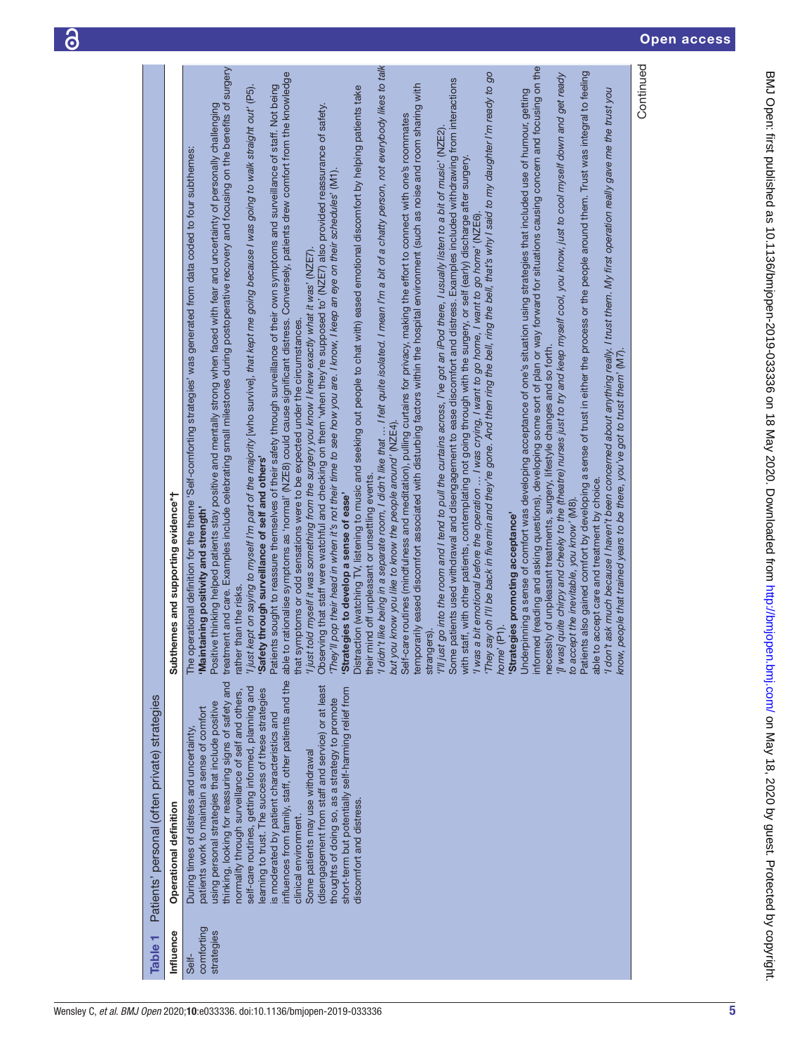**Table 1** Patients' personal (often private) strategies

| Influence | Operational definition | Subthemes and supporting evidence*† |
|---|---|---|
| Self-comforting strategies | During times of distress and uncertainty, patients work to maintain a sense of comfort using personal strategies that include positive thinking, looking for reassuring signs of safety and normality through surveillance of self and others, self-care routines, getting informed, planning and learning to trust. The success of these strategies is moderated by patient characteristics and influences from family, staff, other patients and the clinical environment. Some patients may use withdrawal (disengagement from staff and service) or at least thoughts of doing so, as a strategy to promote short-term but potentially self-harming relief from discomfort and distress. | The operational definition for the theme 'Self-comforting strategies' was generated from data coded to four subthemes:<br>**'Maintaining positivity and strength'**<br>Positive thinking helped patients stay positive and mentally strong when faced with fear and uncertainty of personally challenging treatment and care. Examples include celebrating small milestones during postoperative recovery and focusing on the benefits of surgery rather than the risks.<br>*'I just kept on saying to myself I'm part of the majority* [who survive], *that kept me going because I was going to walk straight out'* (P5).<br>**'Safety through surveillance of self and others'**<br>Patients sought to reassure themselves of their safety through surveillance of their own symptoms and surveillance of staff. Not being able to rationalise symptoms as 'normal' (NZE8) could cause significant distress. Conversely, patients drew comfort from the knowledge that symptoms or odd sensations were to be expected under the circumstances.<br>*'I just told myself it was something from the surgery you know I knew exactly what it was'* (NZE7).<br>Observing that staff were watchful and checking on them 'when they're supposed to' (NZE7) also provided reassurance of safety.<br>*'They'll pop their head in when it's not their time to see how you are. I know, I keep an eye on their schedules'* (M1).<br>**'Strategies to develop a sense of ease'**<br>Distraction (watching TV, listening to music and seeking out people to chat with) eased emotional discomfort by helping patients take their mind off unpleasant or unsettling events.<br>*'I didn't like being in a separate room, I didn't like that… I felt quite isolated. I mean I'm a bit of a chatty person, not everybody likes to talk but you know you like to know the people around'* (NZE4).<br>Self-care routines (mindfulness and meditation), pulling curtains for privacy, making the effort to connect with one's roommates temporarily eased discomfort associated with disturbing factors within the hospital environment (such as noise and room sharing with strangers).<br>*'I'll just go into the room and I tend to pull the curtains across, I've got an iPod there, I usually listen to a bit of music'* (NZE2).<br>Some patients used withdrawal and disengagement to ease discomfort and distress. Examples included withdrawing from interactions with staff, with other patients, contemplating not going through with the surgery, or self (early) discharge after surgery.<br>*'I was a bit emotional before the operation … I was crying, I want to go home, I want to go home'* (NZE6).<br>*'They say oh I'll be back in fivemin and they're gone. And then ring the bell, ring the bell, that's why I said to my daughter I'm ready to go home'* (P1).<br>**'Strategies promoting acceptance'**<br>Underpinning a sense of comfort was developing acceptance of one's situation using strategies that included use of humour, getting informed (reading and asking questions), developing some sort of plan or way forward for situations causing concern and focusing on the necessity of unpleasant treatments, surgery, lifestyle changes and so forth.<br>*'*[I was] *quite chirpy and cheeky to the (theatre) nurses just to try and keep myself cool, you know, just to cool myself down and get ready to accept the inevitable, you know'* (M8).<br>Patients also gained comfort by developing a sense of trust in either the process or the people around them. Trust was integral to feeling able to accept care and treatment by choice.<br>*'I don't ask much because I haven't been concerned about anything really, I trust them. My first operation really gave me the trust you know, people that trained years to be there, you've got to trust them'* (M7). |

Continued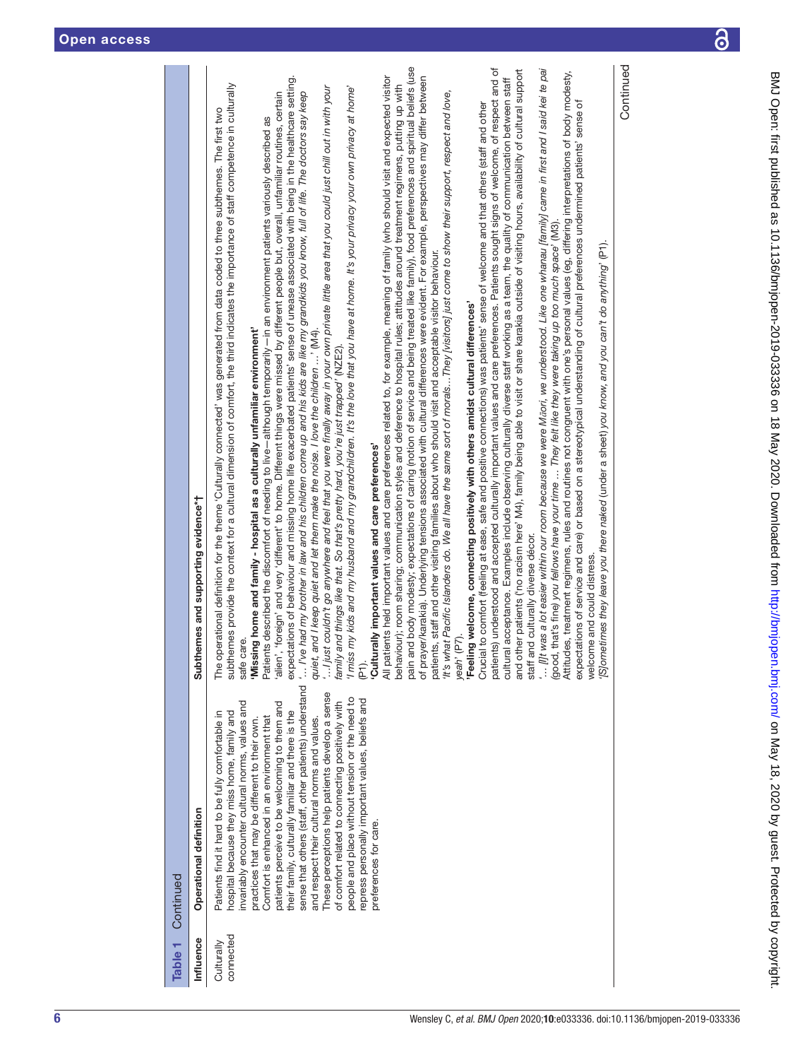**Table 1** Continued

| Influence | Operational definition | Subthemes and supporting evidence*† |
|---|---|---|
| Culturally connected | Patients find it hard to be fully comfortable in hospital because they miss home, family and invariably encounter cultural norms, values and practices that may be different to their own. Comfort is enhanced in an environment that patients perceive to be welcoming to them and their family, culturally familiar and there is the sense that others (staff, other patients) understand and respect their cultural norms and values. These perceptions help patients develop a sense of comfort related to connecting positively with people and place without tension or the need to repress personally important values, beliefs and preferences for care. | The operational definition for the theme 'Culturally connected' was generated from data coded to three subthemes. The first two subthemes provide the context for a cultural dimension of comfort, the third indicates the importance of staff competence in culturally safe care.<br>**'Missing home and family - hospital as a culturally unfamiliar environment'**<br>Patients described the discomfort of needing to live—although temporarily—in an environment patients variously described as 'alien', 'foreign' and very 'different' to home. Different things were missed by different people but, overall, unfamiliar routines, certain expectations of behaviour and missing home life exacerbated patients' sense of unease associated with being in the healthcare setting.<br>*'… I've had my brother in law and his children come up and his kids are like my grandkids you know, full of life. The doctors say keep quiet, and I keep quiet and let them make the noise. I love the children …'* (M4).<br>*'…I just couldn't go anywhere and feel that you were finally away in your own private little area that you could just chill out in with your family and things like that. So that's pretty hard, you're just trapped'* (NZE2).<br>*'I miss my kids and my husband and my grandchildren. It's the love that you have at home. It's your privacy your own privacy at home'* (P1).<br>**'Culturally important values and care preferences'**<br>All patients held important values and care preferences related to, for example, meaning of family (who should visit and expected visitor behaviour); room sharing; communication styles and deference to hospital rules; attitudes around treatment regimens, putting up with pain and body modesty; expectations of caring (notion of service and being treated like family), food preferences and spiritual beliefs (use of prayer/karakia). Underlying tensions associated with cultural differences were evident. For example, perspectives may differ between patients, staff and other visiting families about who should visit and acceptable visitor behaviour.<br>*'It's what Pacific Islanders do. We all have the same sort of morals…They [visitors] just come to show their support, respect and love, yeah'* (P7).<br>**'Feeling welcome, connecting positively with others amidst cultural differences'**<br>Crucial to comfort (feeling at ease, safe and positive connections) was patients' sense of welcome and that others (staff and other patients) understood and accepted culturally important values and care preferences. Patients sought signs of welcome, of respect and of cultural acceptance. Examples include observing culturally diverse staff working as a team, the quality of communication between staff and other patients ('no racism here' M4), family being able to visit or share karakia outside of visiting hours, availability of cultural support staff and culturally diverse décor.<br>*'… [I]t was a lot easier within our room because we were Māori, we understood. Like one whanau [family] came in first and I said kei te pai (good, that's fine) you fellows have your time … They felt like they were taking up too much space'* (M3).<br>Attitudes, treatment regimens, rules and routines not congruent with one's personal values (eg, differing interpretations of body modesty, expectations of service and care) or based on a stereotypical understanding of cultural preferences undermined patients' sense of welcome and could distress.<br>*'[S]ometimes they leave you there naked* (under a sheet) *you know, and you can't do anything'* (P1). |

Continued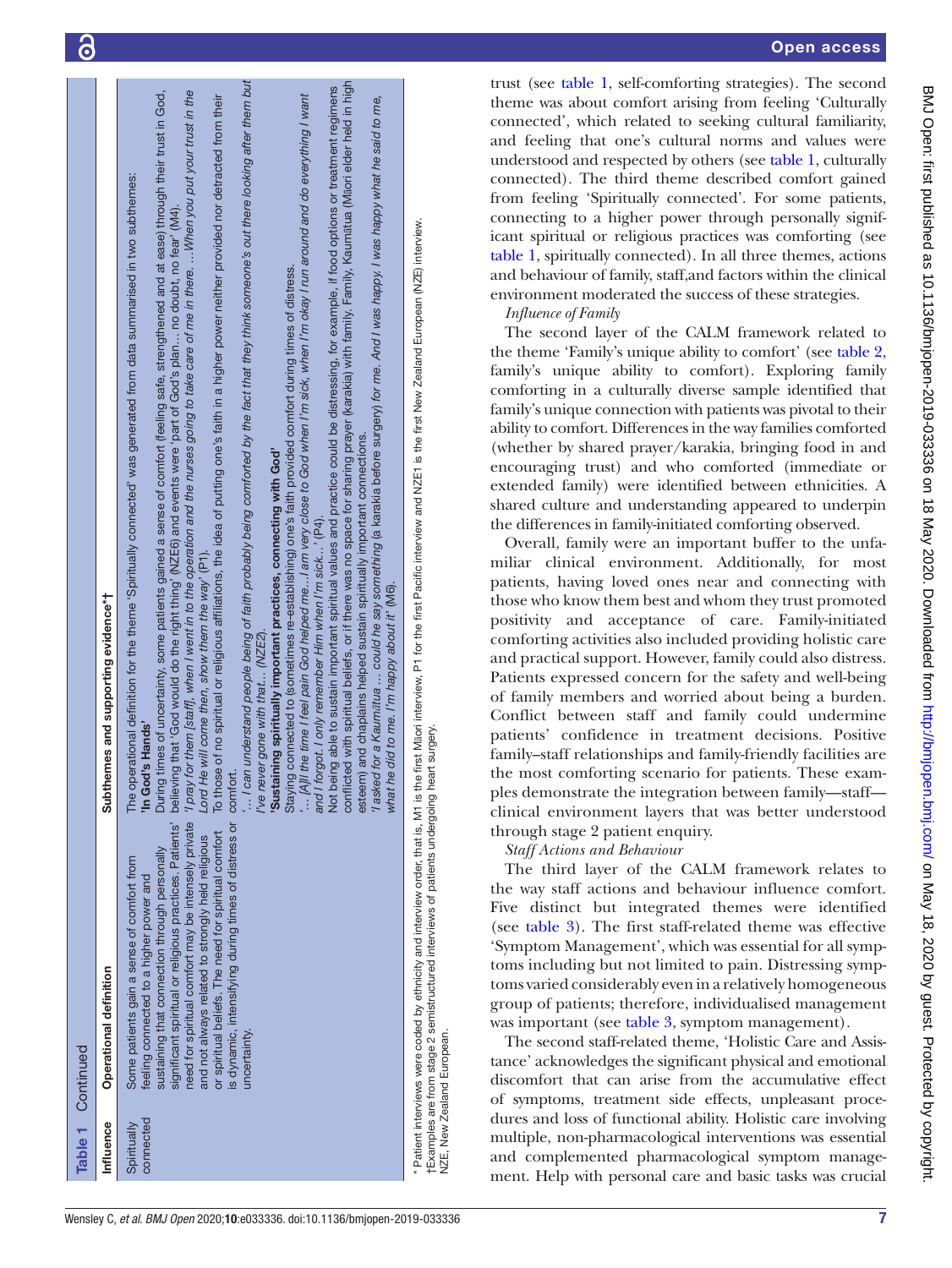**Table 1** Continued

| Influence | Operational definition | Subthemes and supporting evidence*† |
|---|---|---|
| Spiritually connected | Some patients gain a sense of comfort from feeling connected to a higher power and sustaining that connection through personally significant spiritual or religious practices. Patients' need for spiritual comfort may be intensely private and not always related to strongly held religious or spiritual beliefs. The need for spiritual comfort is dynamic, intensifying during times of distress or uncertainty. | The operational definition for the theme 'Spiritually connected' was generated from data summarised in two subthemes:<br>**'In God's Hands'**<br>During times of uncertainty, some patients gained a sense of comfort (feeling safe, strengthened and at ease) through their trust in God, believing that 'God would do the right thing' (NZE6) and events were 'part of God's plan… no doubt, no fear' (M4).<br>*'I pray for them [staff], when I went in to the operation and the nurses going to take care of me in there. …When you put your trust in the Lord He will come then, show them the way'* (P1).<br>To those of no spiritual or religious affiliations, the idea of putting one's faith in a higher power neither provided nor detracted from their comfort.<br>*'…I can understand people being of faith probably being comforted by the fact that they think someone's out there looking after them but I've never gone with that…* (NZE2).<br>**'Sustaining spiritually important practices, connecting with God'**<br>Staying connected to (sometimes re-establishing) one's faith provided comfort during times of distress.<br>*'…[A]ll the time I feel pain God helped me…I am very close to God when I'm sick, when I'm okay I run around and do everything I want and I forgot. I only remember Him when I'm sick…'* (P4).<br>Not being able to sustain important spiritual values and practice could be distressing, for example, if food options or treatment regimens conflicted with spiritual beliefs, or if there was no space for sharing prayer (karakia) with family. Family, Kaumātua (Māori elder held in high esteem) and chaplains helped sustain spiritually important connections.<br>*'I asked for a Kaumātua … could he say something* (a karakia before surgery) *for me. And I was happy, I was happy what he said to me, what he did to me. I'm happy about it'* (M6). |

\* Patient interviews were coded by ethnicity and interview order, that is, M1 is the first Māori interview, P1 for the first Pacific interview and NZE1 is the first New Zealand European (NZE) interview.
†Examples are from stage 2 semistructured interviews of patients undergoing heart surgery.
NZE, New Zealand European.

trust (see table 1, self-comforting strategies). The second theme was about comfort arising from feeling 'Culturally connected', which related to seeking cultural familiarity, and feeling that one's cultural norms and values were understood and respected by others (see table 1, culturally connected). The third theme described comfort gained from feeling 'Spiritually connected'. For some patients, connecting to a higher power through personally significant spiritual or religious practices was comforting (see table 1, spiritually connected). In all three themes, actions and behaviour of family, staff,and factors within the clinical environment moderated the success of these strategies.

*Influence of Family*

The second layer of the CALM framework related to the theme 'Family's unique ability to comfort' (see table 2, family's unique ability to comfort). Exploring family comforting in a culturally diverse sample identified that family's unique connection with patients was pivotal to their ability to comfort. Differences in the way families comforted (whether by shared prayer/karakia, bringing food in and encouraging trust) and who comforted (immediate or extended family) were identified between ethnicities. A shared culture and understanding appeared to underpin the differences in family-initiated comforting observed.

Overall, family were an important buffer to the unfamiliar clinical environment. Additionally, for most patients, having loved ones near and connecting with those who know them best and whom they trust promoted positivity and acceptance of care. Family-initiated comforting activities also included providing holistic care and practical support. However, family could also distress. Patients expressed concern for the safety and well-being of family members and worried about being a burden. Conflict between staff and family could undermine patients' confidence in treatment decisions. Positive family–staff relationships and family-friendly facilities are the most comforting scenario for patients. These examples demonstrate the integration between family—staff—clinical environment layers that was better understood through stage 2 patient enquiry.

*Staff Actions and Behaviour*

The third layer of the CALM framework relates to the way staff actions and behaviour influence comfort. Five distinct but integrated themes were identified (see table 3). The first staff-related theme was effective 'Symptom Management', which was essential for all symptoms including but not limited to pain. Distressing symptoms varied considerably even in a relatively homogeneous group of patients; therefore, individualised management was important (see table 3, symptom management).

The second staff-related theme, 'Holistic Care and Assistance' acknowledges the significant physical and emotional discomfort that can arise from the accumulative effect of symptoms, treatment side effects, unpleasant procedures and loss of functional ability. Holistic care involving multiple, non-pharmacological interventions was essential and complemented pharmacological symptom management. Help with personal care and basic tasks was crucial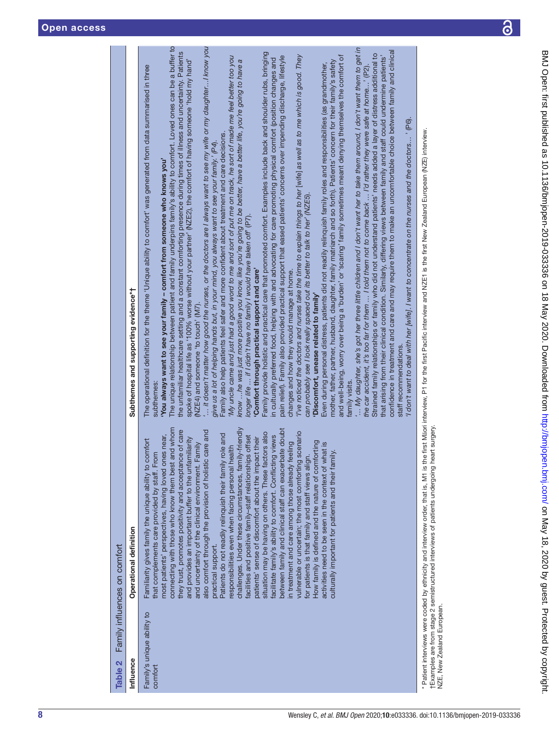**Table 2** Family influences on comfort

| Influence | Operational definition | Subthemes and supporting evidence*† |
|---|---|---|
| Family's unique ability to comfort | Familiarity gives family the unique ability to comfort that complements care provided by staff. From most patients' perspectives, having loved ones near, connecting with those who know them best and whom they trust, promotes positivity and acceptance of care and provides an important buffer to the unfamiliarity and uncertainty of the clinical environment. Family also comfort through the provision of holistic care and practical support.<br>Patients do not readily relinquish their family role and responsibilities even when facing personal health challenges. Under these circumstances, family-friendly facilities and positive family–staff relationships offset patients' sense of discomfort about the impact their situation may be having on others. These factors also facilitate family's ability to comfort. Conflicting views between family and clinical staff can exacerbate doubt in treatment and care among those already feeling vulnerable or uncertain; the most comforting scenario for patients is that family and staff views align.<br>How family is defined and the nature of comforting activities need to be seen in the context of what is culturally important for patients and their family. | The operational definition for the theme 'Unique ability to comfort' was generated from data summarised in three subthemes:<br>**'You always want to see your family – comfort from someone who knows you'**<br>The unique relationship between patient and family underpins family's ability to comfort. Loved ones can be a buffer to the unfamiliar healthcare setting and a constant comforting presence during times of illness and uncertainty. Patients spoke of hospital life as '100% worse without your partner' (NZE2), the comfort of having someone 'hold my hand' (NZE4) and someone 'to touch' (M7).<br>*'… it doesn't matter how good the nurses, or the doctors are I always want to see my wife or my daughter…I know you give us a lot of helping hands but, in your mind, you always want to see your family.'* (P4).<br>Family also help patients feel safer and more confident about treatment and care decisions.<br>*'My uncle came and just had a good word to me and sort of put me on track, he sort of made me feel better too you know …he was just more positive you know, like you're going to be better, have a better life, you're going to have a longer life … if I didn't have no family I would have taken off'* (P7).<br>**'Comfort through practical support and care'**<br>Family provide holistic and practical care that promoted comfort. Examples include back and shoulder rubs, bringing in culturally preferred food, helping with and advocating for care promoting physical comfort (position changes and pain relief). Family also provided practical support that eased patients' concerns over impending discharge, lifestyle changes and how they would manage at home.<br>*'I've noticed the doctors and nurses take the time to explain things to her* [wife] *as well as to me which is good. They can probably see I look really spaced out its better to talk to her'* (NZE5).<br>**'Discomfort, unease related to family'**<br>Even during personal distress, patients did not readily relinquish family roles and responsibilities (as grandmother, mother, father, partner, husband, daughter, family matriarch and so forth). Patients' concern for their family's safety and well-being, worry over being a 'burden' or 'scaring' family sometimes meant denying themselves the comfort of family visits.<br>*'… My daughter, she's got her three little children and I don't want her to take them around, I don't want them to get in the car accident, it's too far for them … I told them not to come back … I'd rather they were safe at home…'* (P2).<br>Strained family relationships or family who did not understand patients' needs added a layer of distress additional to that arising from their clinical condition. Similarly, differing views between family and staff could undermine patients' confidence in treatment and care and may require them to make an uncomfortable choice between family and clinical staff recommendations.<br>*'I don't want to deal with her* [wife]*. I want to concentrate on the nurses and the doctors…'* (P6). |

\* Patient interviews were coded by ethnicity and interview order, that is, M1 is the first Māori interview, P1 for the first Pacific interview and NZE1 is the first New Zealand European (NZE) interview.
†Examples are from stage 2 semistructured interviews of patients undergoing heart surgery.
NZE, New Zealand European.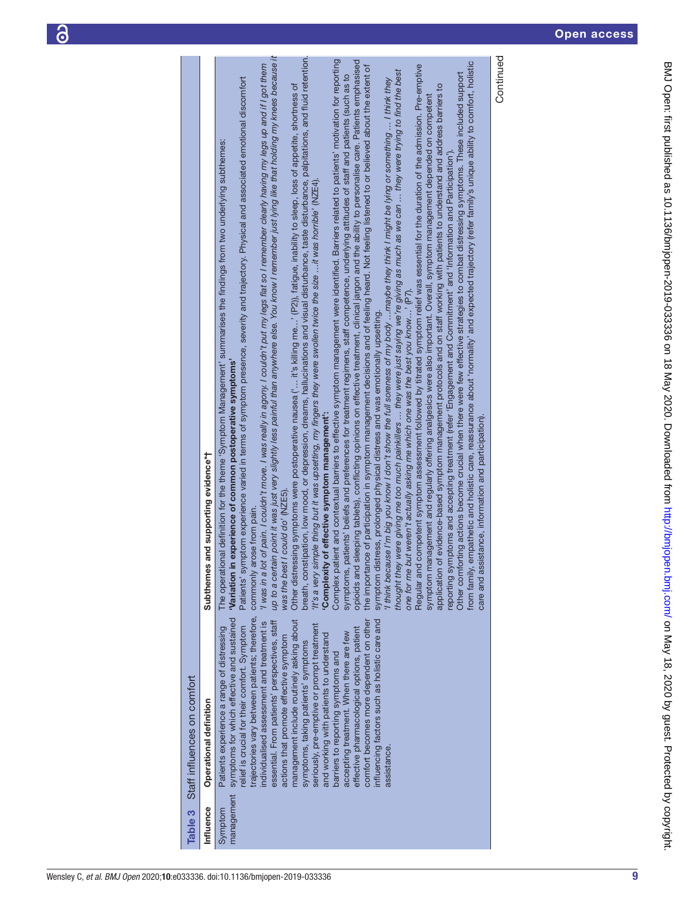**Table 3** Staff influences on comfort

| Influence | Operational definition | Subthemes and supporting evidence*† |
|---|---|---|
| Symptom management | Patients experience a range of distressing symptoms for which effective and sustained relief is crucial for their comfort. Symptom trajectories vary between patients; therefore, individualised assessment and treatment is essential. From patients' perspectives, staff actions that promote effective symptom management include routinely asking about symptoms, taking patients' symptoms seriously, pre-emptive or prompt treatment and working with patients to understand barriers to reporting symptoms and accepting treatment. When there are few effective pharmacological options, patient comfort becomes more dependent on other influencing factors such as holistic care and assistance. | The operational definition for the theme 'Symptom Management' summarises the findings from two underlying subthemes:<br>**'Variation in experience of common postoperative symptoms'**<br>Patients' symptom experience varied in terms of symptom presence, severity and trajectory. Physical and associated emotional discomfort commonly arose from pain.<br>*'I was in a lot of pain. I couldn't move. I was really in agony. I couldn't put my legs flat so I remember clearly having my legs up and if I got them up to a certain point it was just very slightly less painful than anywhere else. You know I remember just lying like that holding my knees because it was the best I could do'* (NZE5).<br>Other distressing symptoms were postoperative nausea ('… it's killing me…' (P2)), fatigue, inability to sleep, loss of appetite, shortness of breath, constipation, low mood, or depression, dreams, hallucinations and visual disturbance, taste disturbance, palpitations, and fluid retention.<br>*'It's a very simple thing but it was upsetting, my fingers they were swollen twice the size …it was horrible'* (NZE4).<br>**'Complexity of effective symptom management':**<br>Complex patient and contextual barriers to effective symptom management were identified. Barriers related to patients' motivation for reporting symptoms, patients' beliefs and preferences for treatment regimens, staff competence, underlying attitudes of staff and patients (such as to opioids and sleeping tablets), conflicting opinions on effective treatment, clinical jargon and the ability to personalise care. Patients emphasised the importance of participation in symptom management decisions and of feeling heard. Not feeling listened to or believed about the extent of symptom distress, prolonged physical distress and was emotionally upsetting.<br>*'I think because I'm big you know I don't show the full soreness of my body …maybe they think I might be lying or something … I think they thought they were giving me too much painkillers … they were just saying we're giving as much as we can … they were trying to find the best one for me but weren't actually asking me which one was the best you know…'* (P7).<br>Regular and competent symptom assessment followed by titrated symptom relief was essential for the duration of the admission. Pre-emptive symptom management and regularly offering analgesics were also important. Overall, symptom management depended on competent application of evidence-based symptom management protocols and on staff working with patients to understand and address barriers to reporting symptoms and accepting treatment (refer 'Engagement and Commitment' and 'Information and Participation').<br>Other comforting actions become crucial when there were few effective strategies to combat distressing symptoms. These included support from family, empathetic and holistic care, reassurance about 'normality' and expected trajectory (refer family's unique ability to comfort, holistic care and assistance, information and participation). |

Continued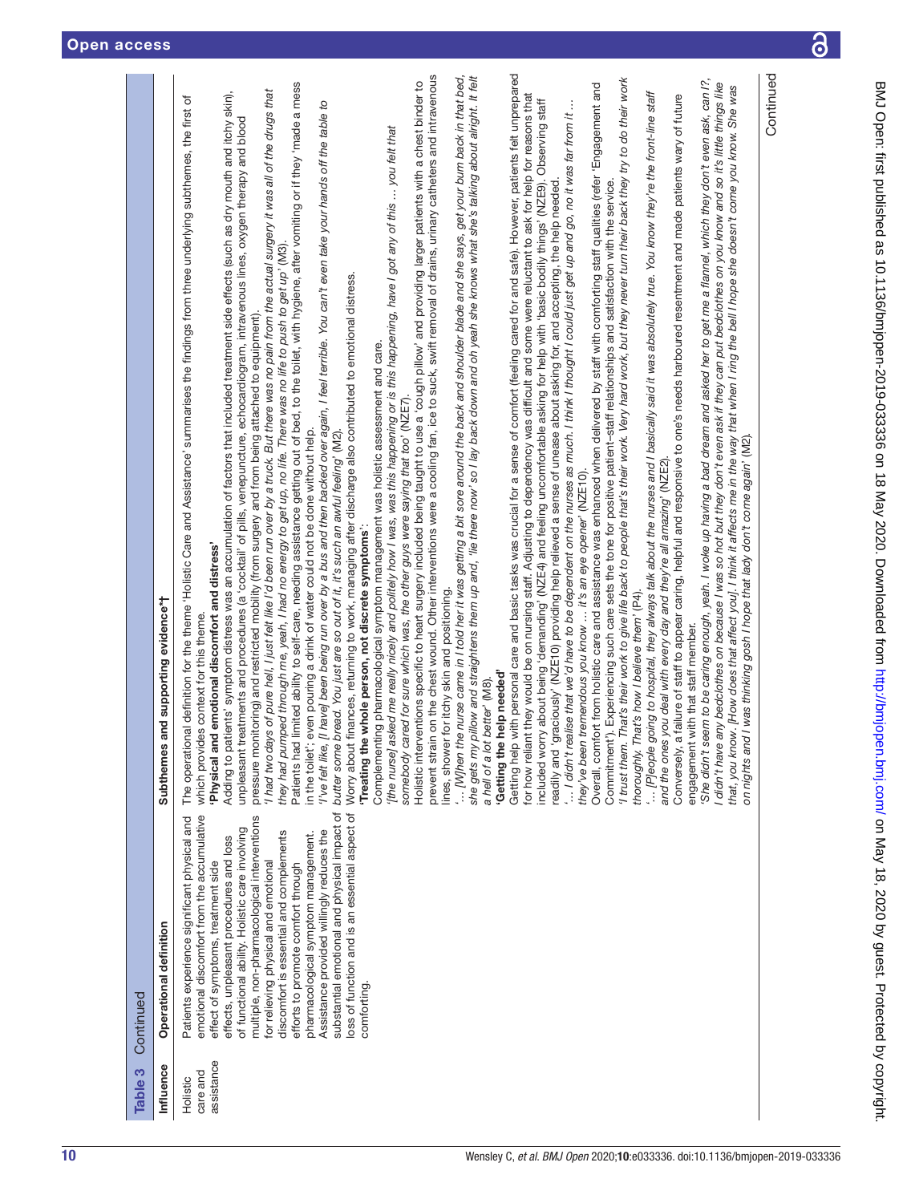Table 3 Continued

| Influence | Operational definition | Subthemes and supporting evidence*† |
|---|---|---|
| Holistic care and assistance | Patients experience significant physical and emotional discomfort from the accumulative effect of symptoms, treatment side effects, unpleasant procedures and loss of functional ability. Holistic care involving multiple, non-pharmacological interventions for relieving physical and emotional discomfort is essential and complements efforts to promote comfort through pharmacological symptom management. Assistance provided willingly reduces the substantial emotional and physical impact of loss of function and is an essential aspect of comforting. | The operational definition for the theme 'Holistic Care and Assistance' summarises the findings from three underlying subthemes, the first of which provides context for this theme.<br>**'Physical and emotional discomfort and distress'**<br>Adding to patients' symptom distress was an accumulation of factors that included treatment side effects (such as dry mouth and itchy skin), unpleasant treatments and procedures (a 'cocktail' of pills, venepuncture, echocardiogram, intravenous lines, oxygen therapy and blood pressure monitoring) and restricted mobility (from surgery and from being attached to equipment).<br>*'I had two days of pure hell, I just felt like I'd been run over by a truck. But there was no pain from the actual surgery it was all of the drugs that they had pumped through me, yeah, I had no energy to get up, no life. There was no life to push to get up'* (M3).<br>Patients had limited ability to self-care, needing assistance getting out of bed, to the toilet, with hygiene, after vomiting or if they 'made a mess in the toilet'; even pouring a drink of water could not be done without help.<br>*'I've felt like, [I have] been being run over by a bus and then backed over again, I feel terrible. You can't even take your hands off the table to butter some bread. You just are so out of it, it's such an awful feeling'* (M2).<br>Worry about finances, returning to work, managing after discharge also contributed to emotional distress.<br>**'Treating the whole person, not discrete symptoms'**<br>Complementing pharmacological symptom management was holistic assessment and care.<br>*'[the nurse] asked me really nicely and politely how I was, was this happening or is this happening, have I got any of this … you felt that somebody cared for sure which was, the other guys were saying that too'* (NZE7).<br>Holistic interventions specific to heart surgery included being taught to use a 'cough pillow' and providing larger patients with a chest binder to prevent strain on the chest wound. Other interventions were a cooling fan, ice to suck, swift removal of drains, urinary catheters and intravenous lines, shower for itchy skin and positioning.<br>*'… [W]hen the nurse came in I told her it was getting a bit sore around the back and shoulder blade and she says, get your bum back in that bed, she gets my pillow and straightens them up and, 'lie there now' so I lay back down and oh yeah she knows what she's talking about alright. It felt a hell of a lot better'* (M8).<br>**'Getting the help needed'**<br>Getting help with personal care and basic tasks was crucial for a sense of comfort (feeling cared for and safe). However, patients felt unprepared for how reliant they would be on nursing staff. Adjusting to dependency was difficult and some were reluctant to ask for help for reasons that included worry about being 'demanding' (NZE4) and feeling uncomfortable asking for help with 'basic bodily things' (NZE9). Observing staff readily and 'graciously' (NZE10) providing help relieved a sense of unease about asking for, and accepting, the help needed.<br>*'… I didn't realise that we'd have to be dependent on the nurses as much. I think I thought I could just get up and go, no it was far from it … they've been tremendous you know … it's an eye opener'* (NZE10).<br>Overall, comfort from holistic care and assistance was enhanced when delivered by staff with comforting staff qualities (refer 'Engagement and Commitment'). Experiencing such care sets the tone for positive patient–staff relationships and satisfaction with the service.<br>*'I trust them. That's their work to give life back to people that's their work. Very hard work, but they never turn their back they try to do their work thoroughly. That's how I believe them'* (P4).<br>*'… [P]eople going to hospital, they always talk about the nurses and I basically said it was absolutely true. You know they're the front-line staff and the ones you deal with every day and they're all amazing'* (NZE2).<br>Conversely, a failure of staff to appear caring, helpful and responsive to one's needs harboured resentment and made patients wary of future engagement with that staff member.<br>*'She didn't seem to be caring enough, yeah. I woke up having a bad dream and asked her to get me a flannel, which they don't even ask, can I?, I didn't have any bedclothes on because I was so hot but they don't even ask if they can put bedclothes on you know and so it's little things like that, you know. [How does that affect you]. I think it affects me in the way that when I ring the bell I hope she doesn't come you know. She was on nights and I was thinking gosh I hope that lady don't come again'* (M2). |

Continued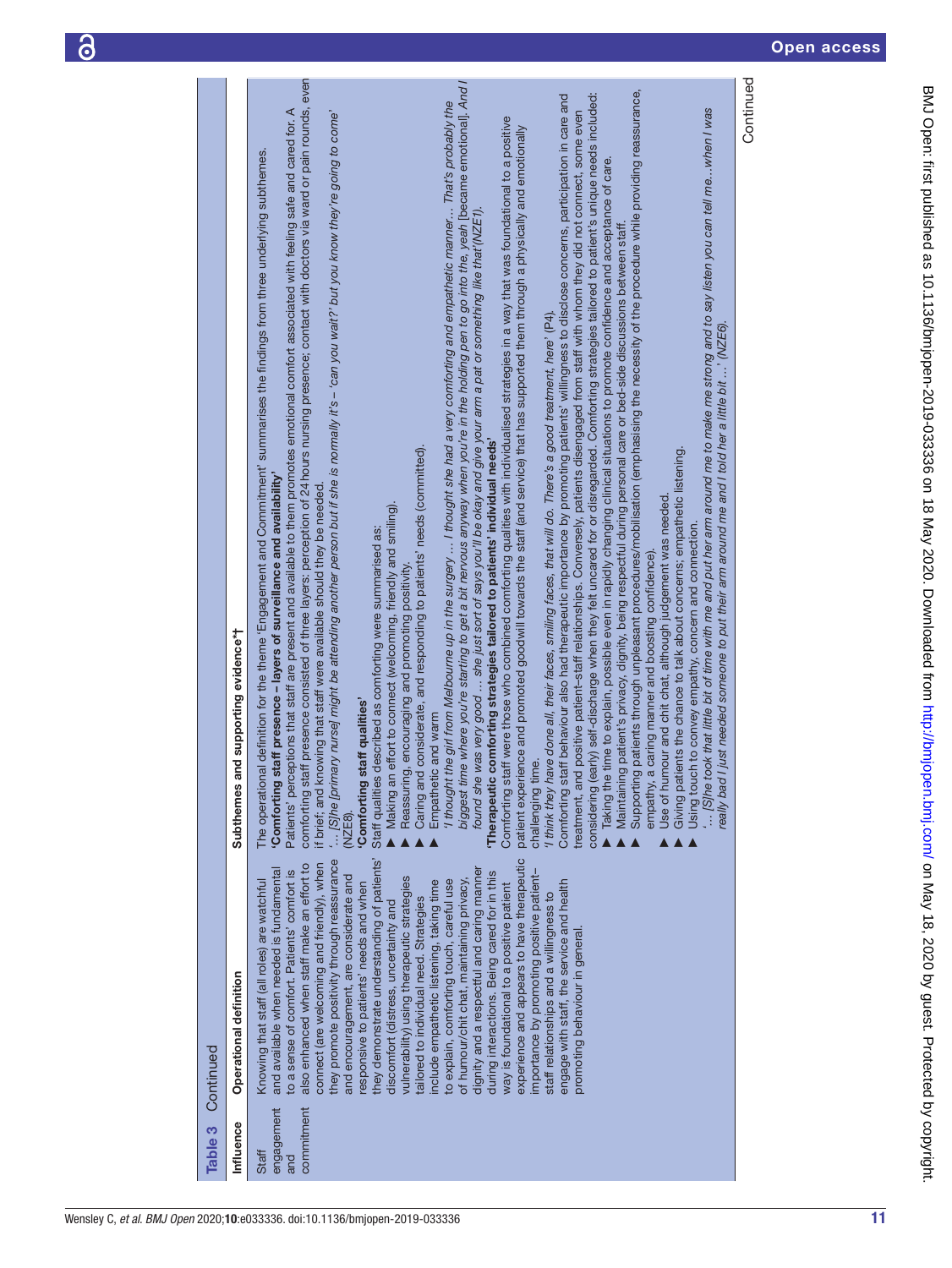Table 3 Continued

| Influence | Operational definition | Subthemes and supporting evidence*† |
|---|---|---|
| Staff engagement and commitment | Knowing that staff (all roles) are watchful and available when needed is fundamental to a sense of comfort. Patients' comfort is also enhanced when staff make an effort to connect (are welcoming and friendly), when they promote positivity through reassurance and encouragement, are considerate and responsive to patients' needs and when they demonstrate understanding of patients' discomfort (distress, uncertainty and vulnerability) using therapeutic strategies tailored to individual need. Strategies include empathetic listening, taking time to explain, comforting touch, careful use of humour/chit chat, maintaining privacy, dignity and a respectful and caring manner during interactions. Being cared for in this way is foundational to a positive patient experience and appears to have therapeutic importance by promoting positive patient–staff relationships and a willingness to engage with staff, the service and health promoting behaviour in general. | The operational definition for the theme 'Engagement and Commitment' summarises the findings from three underlying subthemes.<br>**'Comforting staff presence – layers of surveillance and availability'**<br>Patients' perceptions that staff are present and available to them promotes emotional comfort associated with feeling safe and cared for. A comforting staff presence consisted of three layers; perception of 24 hours nursing presence; contact with doctors via ward or pain rounds, even if brief; and knowing that staff were available should they be needed.<br>*'…[S]he [primary nurse] might be attending another person but if she is normally it's – 'can you wait?' but you know they're going to come'* (NZE8).<br>**'Comforting staff qualities'**<br>Staff qualities described as comforting were summarised as:<br>▶ Making an effort to connect (welcoming, friendly and smiling).<br>▶ Reassuring, encouraging and promoting positivity.<br>▶ Caring and considerate, and responding to patients' needs (committed).<br>▶ Empathetic and warm<br>*'I thought the girl from Melbourne up in the surgery … I thought she had a very comforting and empathetic manner… That's probably the biggest time where you're starting to get a bit nervous anyway when you're in the holding pen to go into the, yeah* [became emotional]*. And I found she was very good … she just sort of says you'll be okay and give your arm a pat or something like that'*(NZE1).<br>**'Therapeutic comforting strategies tailored to patients' individual needs'**<br>Comforting staff were those who combined comforting qualities with individualised strategies in a way that was foundational to a positive patient experience and promoted goodwill towards the staff (and service) that has supported them through a physically and emotionally challenging time.<br>*'I think they have done all, their faces, smiling faces, that will do. There's a good treatment, here'* (P4).<br>Comforting staff behaviour also had therapeutic importance by promoting patients' willingness to disclose concerns, participation in care and treatment, and positive patient–staff relationships. Conversely, patients disengaged from staff with whom they did not connect, some even considering (early) self-discharge when they felt uncared for or disregarded. Comforting strategies tailored to patient's unique needs included:<br>▶ Taking the time to explain, possible even in rapidly changing clinical situations to promote confidence and acceptance of care.<br>▶ Maintaining patient's privacy, dignity, being respectful during personal care or bed-side discussions between staff.<br>▶ Supporting patients through unpleasant procedures/mobilisation (emphasising the necessity of the procedure while providing reassurance, empathy, a caring manner and boosting confidence).<br>▶ Use of humour and chit chat, although judgement was needed.<br>▶ Giving patients the chance to talk about concerns; empathetic listening.<br>▶ Using touch to convey empathy, concern and connection.<br>*'…[S]he took that little bit of time with me and put her arm around me to make me strong and to say listen you can tell me…when I was really bad I just needed someone to put their arm around me and I told her a little bit …'* (NZE6). |

Continued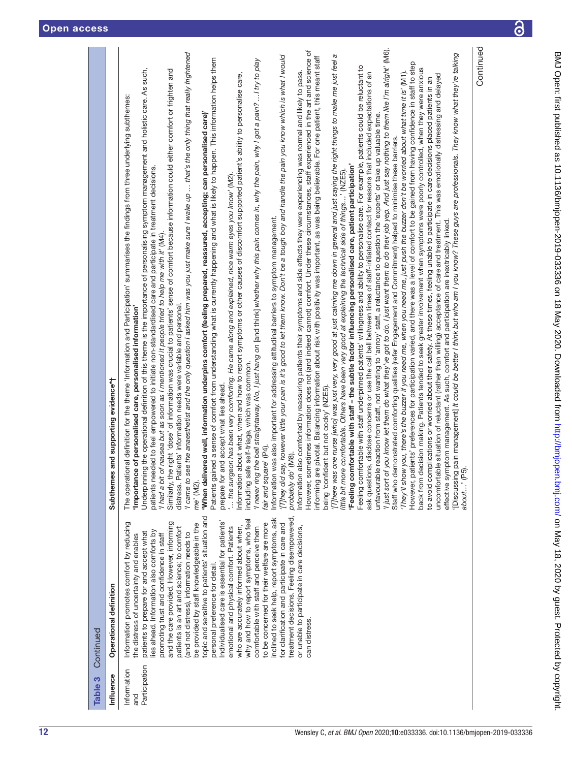**Table 3** Continued

| Influence | Operational definition | Subthemes and supporting evidence*† |
|---|---|---|
| Information and Participation | Information promotes comfort by reducing the distress of uncertainty and enables patients to prepare for and accept what lies ahead. Information also comforts by promoting trust and confidence in staff and the care provided. However, informing patients is an art and science; to comfort (and not distress), information needs to be provided by staff knowledgeable in the topic and sensitive to patients' situation and personal preference for detail. Individualised care is essential for patients' emotional and physical comfort. Patients who are accurately informed about when, why and how to report symptoms, who feel comfortable with staff and perceive them to be concerned for their welfare are more inclined to seek help, report symptoms, ask for clarification and participate in care and treatment decisions. Feeling disempowered, or unable to participate in care decisions, can distress. | The operational definition for the theme 'Information and Participation' summarises the findings from three underlying subthemes: **'Importance of personalised care, personalised information'** Underpinning the operational definition of this theme is the importance of personalising symptom management and holistic care. As such, patients needed to feel empowered to initiate non-standardised care and participate in treatment decisions. *'I had a bit of nausea but as soon as I mentioned it people tried to help me with it'* (M4). Similarly, the right 'dose' of information was crucial to patients' sense of comfort because information could either comfort or frighten and distress. Patients' information needs were variable and personal. *'I came to see the anaesthetist and the only question I asked him was you just make sure I wake up … that's the only thing that really frightened me'* (M2). **'When delivered well, information underpins comfort (feeling prepared, reassured, accepting; can personalised care)'** Patients gained a sense of comfort from understanding what is currently happening and what is likely to happen. This information helps them prepare for and accept what lies ahead. *'… the surgeon has been very comforting. He came along and explained, nice warm eyes you know'* (M2). Information about what, when and how to report symptoms or other causes of discomfort supported patient's ability to personalise care, including safe self-triage, which was common. *'I never ring the bell straightaway. No, I just hang on* [and think] *whether why this pain comes in, why the pain, why I got a pain? …I try to play fair and square'* (P4). Information was also important for addressing attitudinal barriers to symptom management. *'[T]hey did say, however little your pain is it's good to let them know. Don't be a tough boy and handle the pain you know which is what I would probably do'* (M8). Information also comforted by reassuring patients their symptoms and side effects they were experiencing was normal and likely to pass. However, sometimes information does not (and indeed cannot) comfort. Under these circumstances, staff experienced in the art and science of informing are pivotal. Balancing information about risk with positivity was important, as was being believable. For one patient, this meant staff being 'confident but not cocky' (NZE5). *'[T]here was one nurse [who] was just very, very good at just calming me down in general and just saying the right things to make me just feel a little bit more comfortable. Others have been very good at explaining the technical side of things…'* (NZE5). **'Feeling comfortable with staff – the subtle factor influencing personalised care, patient participation'** Feeling comfortable with staff underpinned patients' willingness and ability to personalise care. For example, patients could be reluctant to ask questions, disclose concerns or use the call bell between times of staff-initiated contact for reasons that included expectations of an unfavourable reaction from staff, not wanting to 'annoy' staff, a reluctance to question the 'experts' or take up valuable time. *'I just sort of you know let them do what they've got to do. I just want them to do their job yep. And just say nothing to them like I'm alright'* (M6). Staff who demonstrated comforting qualities (refer Engagement and Commitment) helped to minimise these barriers. *'They'll show you, there's the buzzer if you need me, when you need me, just push the buzzer don't be worried about what time it is'* (M1). However, patients' preferences for participation varied, and there was a level of comfort to be gained from having confidence in staff to step back from decision making. Patients tended to seek greater involvement when symptoms were poorly controlled, when they were anxious to avoid complications or worried about their safety. At these times, feeling unable to participate in care decisions placed patients in an uncomfortable situation of reluctant (rather than willing) acceptance of care and treatment. This was emotionally distressing and delayed effective symptom management. As such, comfort and participation are inextricably linked. '[Discussing pain management] *It could be better I think but who am I you know? These guys are professionals. They know what they're talking about…'* (P5). |

Continued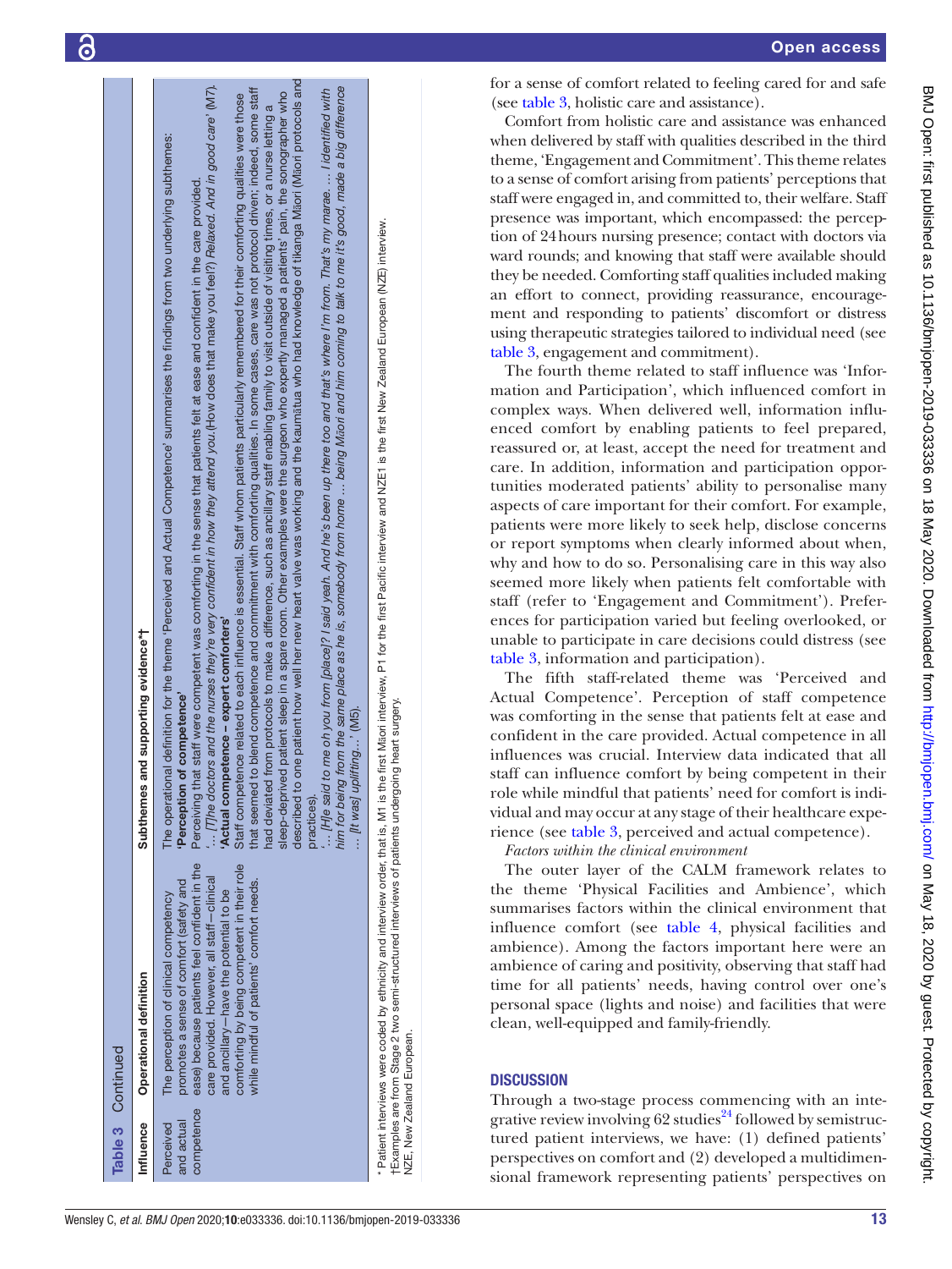Table 3 Continued

| Influence | Operational definition | Subthemes and supporting evidence*† |
|---|---|---|
| Perceived and actual competence | The perception of clinical competency promotes a sense of comfort (safety and ease) because patients feel confident in the care provided. However, all staff—clinical and ancillary—have the potential to be comforting by being competent in their role while mindful of patients' comfort needs. | The operational definition for the theme 'Perceived and Actual Competence' summarises the findings from two underlying subthemes: **'Perception of competence'** Perceiving that staff were competent was comforting in the sense that patients felt at ease and confident in the care provided. '… *[T]he doctors and the nurses they're very confident in how they attend you.*(How does that make you feel?) *Relaxed. And in good care*' (M7). **'Actual competence – expert comforters'** Staff competence related to each influence is essential. Staff whom patients particularly remembered for their comforting qualities were those that seemed to blend competence and commitment with comforting qualities. In some cases, care was not protocol driven; indeed, some staff had deviated from protocols to make a difference, such as ancillary staff enabling family to visit outside of visiting times, or a nurse letting a sleep-deprived patient sleep in a spare room. Other examples were the surgeon who expertly managed a patients' pain, the sonographer who described to one patient how well her new heart valve was working and the kaumātua who had knowledge of tikanga Māori (Māori protocols and practices). '… *[H]e said to me oh you from [place]? I said yeah. And he's been up there too and that's where I'm from. That's my marae. … I identified with him for being from the same place as he is, somebody from home … being Māori and him coming to talk to me it's good, made a big difference … [It was] uplifting…*' (M5). |

\* Patient interviews were coded by ethnicity and interview order, that is, M1 is the first Māori interview, P1 for the first Pacific interview and NZE1 is the first New Zealand European (NZE) interview.
†Examples are from Stage 2 two semi-structured interviews of patients undergoing heart surgery.
NZE, New Zealand European.

for a sense of comfort related to feeling cared for and safe (see table 3, holistic care and assistance).

Comfort from holistic care and assistance was enhanced when delivered by staff with qualities described in the third theme, 'Engagement and Commitment'. This theme relates to a sense of comfort arising from patients' perceptions that staff were engaged in, and committed to, their welfare. Staff presence was important, which encompassed: the perception of 24 hours nursing presence; contact with doctors via ward rounds; and knowing that staff were available should they be needed. Comforting staff qualities included making an effort to connect, providing reassurance, encouragement and responding to patients' discomfort or distress using therapeutic strategies tailored to individual need (see table 3, engagement and commitment).

The fourth theme related to staff influence was 'Information and Participation', which influenced comfort in complex ways. When delivered well, information influenced comfort by enabling patients to feel prepared, reassured or, at least, accept the need for treatment and care. In addition, information and participation opportunities moderated patients' ability to personalise many aspects of care important for their comfort. For example, patients were more likely to seek help, disclose concerns or report symptoms when clearly informed about when, why and how to do so. Personalising care in this way also seemed more likely when patients felt comfortable with staff (refer to 'Engagement and Commitment'). Preferences for participation varied but feeling overlooked, or unable to participate in care decisions could distress (see table 3, information and participation).

The fifth staff-related theme was 'Perceived and Actual Competence'. Perception of staff competence was comforting in the sense that patients felt at ease and confident in the care provided. Actual competence in all influences was crucial. Interview data indicated that all staff can influence comfort by being competent in their role while mindful that patients' need for comfort is individual and may occur at any stage of their healthcare experience (see table 3, perceived and actual competence).

*Factors within the clinical environment*

The outer layer of the CALM framework relates to the theme 'Physical Facilities and Ambience', which summarises factors within the clinical environment that influence comfort (see table 4, physical facilities and ambience). Among the factors important here were an ambience of caring and positivity, observing that staff had time for all patients' needs, having control over one's personal space (lights and noise) and facilities that were clean, well-equipped and family-friendly.

## DISCUSSION

Through a two-stage process commencing with an integrative review involving 62 studies[24] followed by semistructured patient interviews, we have: (1) defined patients' perspectives on comfort and (2) developed a multidimensional framework representing patients' perspectives on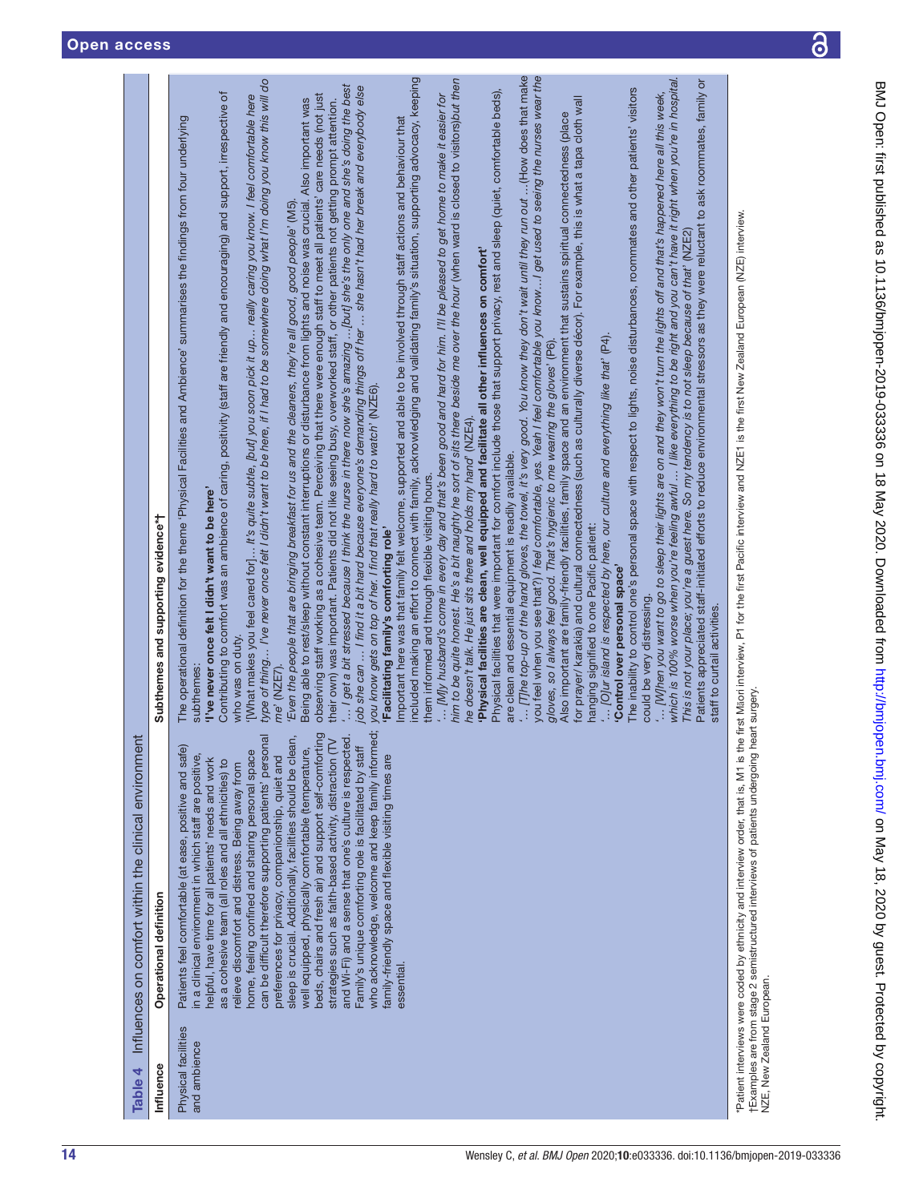**Table 4** Influences on comfort within the clinical environment

| Influence | Operational definition | Subthemes and supporting evidence*† |
|---|---|---|
| Physical facilities and ambience | Patients feel comfortable (at ease, positive and safe) in a clinical environment in which staff are positive, helpful, have time for all patients' needs and work as a cohesive team (all roles and all ethnicities) to relieve discomfort and distress. Being away from home, feeling confined and sharing personal space can be difficult therefore supporting patients' personal preferences for privacy, companionship, quiet and sleep is crucial. Additionally, facilities should be clean, well equipped, physically comfortable (temperature, beds, chairs and fresh air) and support self-comforting strategies such as faith-based activity, distraction (TV and Wi-Fi) and a sense that one's culture is respected. Family's unique comforting role is facilitated by staff who acknowledge, welcome and keep family informed; family-friendly space and flexible visiting times are essential. | The operational definition for the theme 'Physical Facilities and Ambience' summarises the findings from four underlying subthemes:<br>**'I've never once felt I didn't want to be here'**<br>Contributing to comfort was an ambience of caring, positivity (staff are friendly and encouraging) and support, irrespective of who was on duty.<br>'[What makes you feel cared for]… *It's quite subtle, [but] you soon pick it up… really caring you know, I feel comfortable here type of thing… I've never once felt I didn't want to be here, if I had to be somewhere doing what I'm doing you know this will do me'* (NZE7).<br>*'Even the people that are bringing breakfast for us and the cleaners, they're all good, good people'* (M5).<br>Being able to rest/sleep without constant interruptions or disturbance from lights and noise was crucial. Also important was observing staff working as a cohesive team. Perceiving that there were enough staff to meet all patients' care needs (not just their own) was important. Patients did not like seeing busy, overworked staff, or other patients not getting prompt attention.<br>*'… I get a bit stressed because I think the nurse in there now she's amazing …[but] she's the only one and she's doing the best job she can … I find it a bit hard because everyone's demanding things off her … she hasn't had her break and everybody else you know gets on top of her. I find that really hard to watch'* (NZE6).<br>**'Facilitating family's comforting role'**<br>Important here was that family felt welcome, supported and able to be involved through staff actions and behaviour that included making an effort to connect with family, acknowledging and validating family's situation, supporting advocacy, keeping them informed and through flexible visiting hours.<br>*'… [My husband's come in every day and that's been good and hard for him. I'll be pleased to get home to make it easier for him to be quite honest. He's a bit naughty he sort of sits there beside me over the hour* (when ward is closed to visitors)*but then he doesn't talk. He just sits there and holds my hand'* (NZE4).<br>**'Physical facilities are clean, well equipped and facilitate all other influences on comfort'**<br>Physical facilities that were important for comfort include those that support privacy, rest and sleep (quiet, comfortable beds), are clean and essential equipment is readily available.<br>*'… [T]he top-up of the hand gloves, the towel, it's very good. You know they don't wait until they run out …*(How does that make you feel when you see that?) *I feel comfortable, yes. Yeah I feel comfortable you know… I get used to seeing the nurses wear the gloves, so I always feel good. That's hygienic to me wearing the gloves'* (P6).<br>Also important are family-friendly facilities, family space and an environment that sustains spiritual connectedness (place for prayer/ karakia) and cultural connectedness (such as culturally diverse décor). For example, this is what a tapa cloth wall hanging signified to one Pacific patient:<br>*'… [O]ur island is respected by here, our culture and everything like that'* (P4).<br>**'Control over personal space'**<br>The inability to control one's personal space with respect to lights, noise disturbances, roommates and other patients' visitors could be very distressing.<br>*'… [W]hen you want to go to sleep their lights are on and they won't turn the lights off and that's happened here all this week, which is 100% worse when you're feeling awful … I like everything to be right and you can't have it right when you're in hospital. This is not your place; you're a guest here. So my tendency is to not sleep because of that'* (NZE2)<br>Patients appreciated staff-initiated efforts to reduce environmental stressors as they were reluctant to ask roommates, family or staff to curtail activities. |

*Patient interviews were coded by ethnicity and interview order, that is, M1 is the first Māori interview, P1 for the first Pacific interview and NZE1 is the first New Zealand European (NZE) interview.
†Examples are from stage 2 semistructured interviews of patients undergoing heart surgery.
NZE, New Zealand European.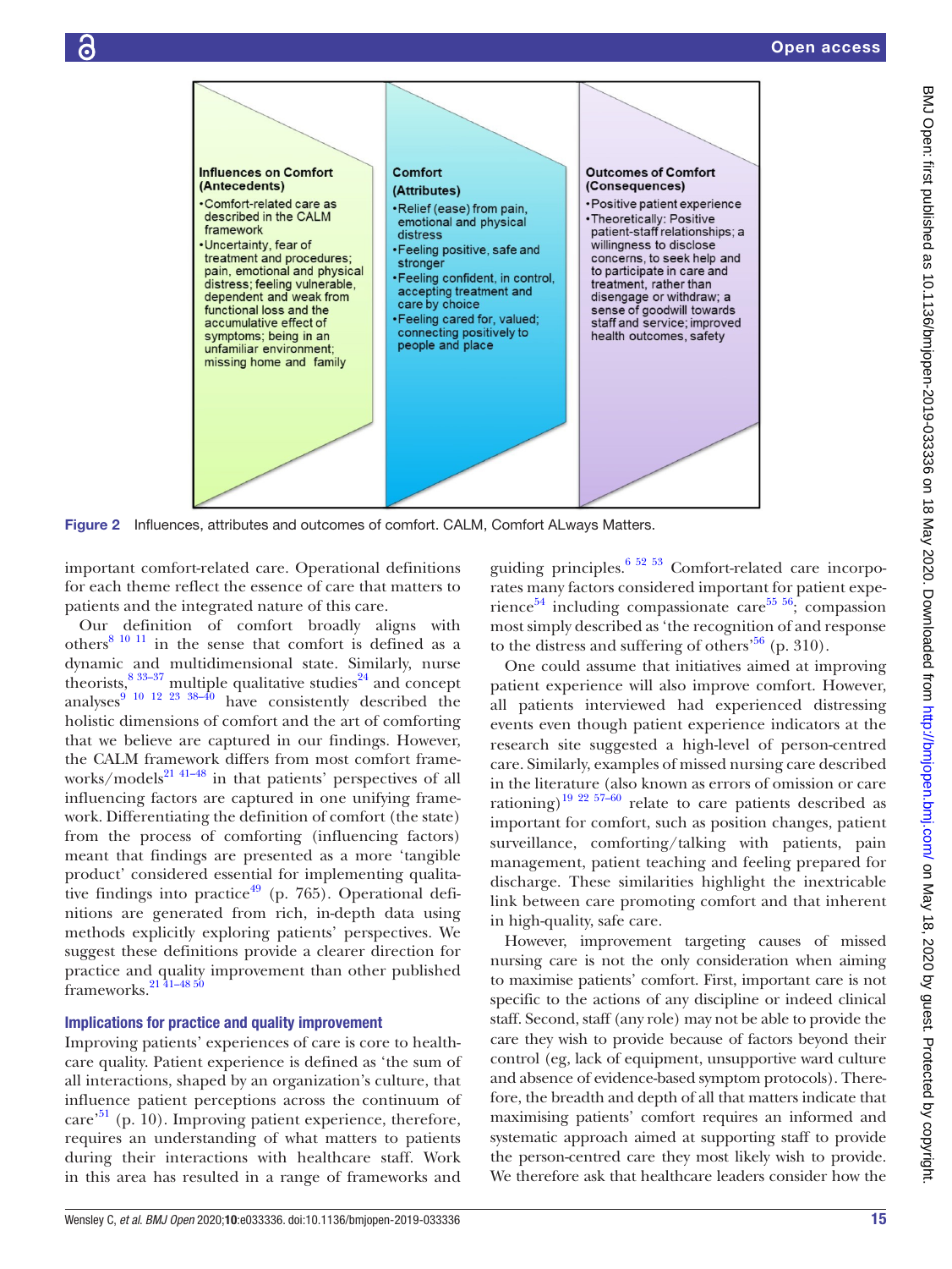**Influences on Comfort (Antecedents)**

- Comfort-related care as described in the CALM framework
- Uncertainty, fear of treatment and procedures; pain, emotional and physical distress; feeling vulnerable, dependent and weak from functional loss and the accumulative effect of symptoms; being in an unfamiliar environment; missing home and family

**Comfort (Attributes)**

- Relief (ease) from pain, emotional and physical distress
- Feeling positive, safe and stronger
- Feeling confident, in control, accepting treatment and care by choice
- Feeling cared for, valued; connecting positively to people and place

**Outcomes of Comfort (Consequences)**

- Positive patient experience
- Theoretically: Positive patient-staff relationships; a willingness to disclose concerns, to seek help and to participate in care and treatment, rather than disengage or withdraw; a sense of goodwill towards staff and service; improved health outcomes, safety

**Figure 2** Influences, attributes and outcomes of comfort. CALM, Comfort ALways Matters.

important comfort-related care. Operational definitions for each theme reflect the essence of care that matters to patients and the integrated nature of this care.

Our definition of comfort broadly aligns with others[8 10 11] in the sense that comfort is defined as a dynamic and multidimensional state. Similarly, nurse theorists,[8 33–37] multiple qualitative studies[24] and concept analyses[9 10 12 23 38–40] have consistently described the holistic dimensions of comfort and the art of comforting that we believe are captured in our findings. However, the CALM framework differs from most comfort frameworks/models[21 41–48] in that patients' perspectives of all influencing factors are captured in one unifying framework. Differentiating the definition of comfort (the state) from the process of comforting (influencing factors) meant that findings are presented as a more 'tangible product' considered essential for implementing qualitative findings into practice[49] (p. 765). Operational definitions are generated from rich, in-depth data using methods explicitly exploring patients' perspectives. We suggest these definitions provide a clearer direction for practice and quality improvement than other published frameworks.[21 41–48 50]

### Implications for practice and quality improvement

Improving patients' experiences of care is core to healthcare quality. Patient experience is defined as 'the sum of all interactions, shaped by an organization's culture, that influence patient perceptions across the continuum of care'[51] (p. 10). Improving patient experience, therefore, requires an understanding of what matters to patients during their interactions with healthcare staff. Work in this area has resulted in a range of frameworks and guiding principles.[6 52 53] Comfort-related care incorporates many factors considered important for patient experience[54] including compassionate care[55 56]; compassion most simply described as 'the recognition of and response to the distress and suffering of others'[56] (p. 310).

One could assume that initiatives aimed at improving patient experience will also improve comfort. However, all patients interviewed had experienced distressing events even though patient experience indicators at the research site suggested a high-level of person-centred care. Similarly, examples of missed nursing care described in the literature (also known as errors of omission or care rationing)[19 22 57–60] relate to care patients described as important for comfort, such as position changes, patient surveillance, comforting/talking with patients, pain management, patient teaching and feeling prepared for discharge. These similarities highlight the inextricable link between care promoting comfort and that inherent in high-quality, safe care.

However, improvement targeting causes of missed nursing care is not the only consideration when aiming to maximise patients' comfort. First, important care is not specific to the actions of any discipline or indeed clinical staff. Second, staff (any role) may not be able to provide the care they wish to provide because of factors beyond their control (eg, lack of equipment, unsupportive ward culture and absence of evidence-based symptom protocols). Therefore, the breadth and depth of all that matters indicate that maximising patients' comfort requires an informed and systematic approach aimed at supporting staff to provide the person-centred care they most likely wish to provide. We therefore ask that healthcare leaders consider how the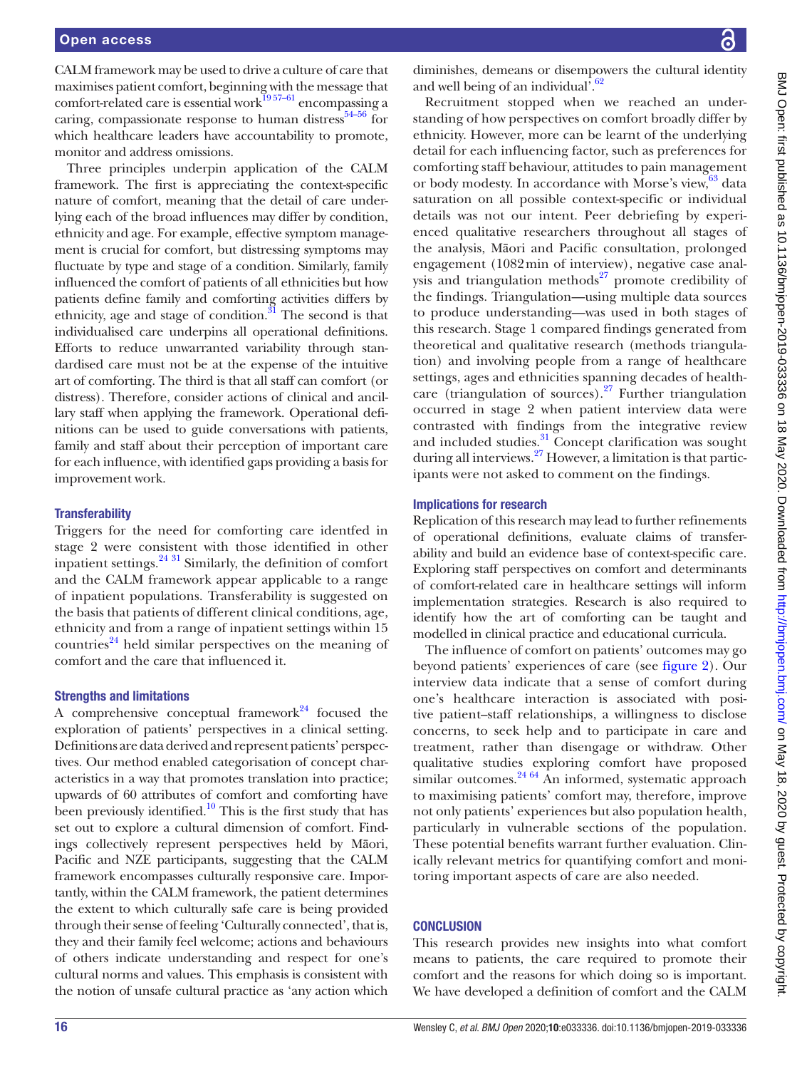CALM framework may be used to drive a culture of care that maximises patient comfort, beginning with the message that comfort-related care is essential work[19 57–61] encompassing a caring, compassionate response to human distress[54–56] for which healthcare leaders have accountability to promote, monitor and address omissions.

Three principles underpin application of the CALM framework. The first is appreciating the context-specific nature of comfort, meaning that the detail of care underlying each of the broad influences may differ by condition, ethnicity and age. For example, effective symptom management is crucial for comfort, but distressing symptoms may fluctuate by type and stage of a condition. Similarly, family influenced the comfort of patients of all ethnicities but how patients define family and comforting activities differs by ethnicity, age and stage of condition.[31] The second is that individualised care underpins all operational definitions. Efforts to reduce unwarranted variability through standardised care must not be at the expense of the intuitive art of comforting. The third is that all staff can comfort (or distress). Therefore, consider actions of clinical and ancillary staff when applying the framework. Operational definitions can be used to guide conversations with patients, family and staff about their perception of important care for each influence, with identified gaps providing a basis for improvement work.

### Transferability

Triggers for the need for comforting care identfed in stage 2 were consistent with those identified in other inpatient settings.[24 31] Similarly, the definition of comfort and the CALM framework appear applicable to a range of inpatient populations. Transferability is suggested on the basis that patients of different clinical conditions, age, ethnicity and from a range of inpatient settings within 15 countries[24] held similar perspectives on the meaning of comfort and the care that influenced it.

### Strengths and limitations

A comprehensive conceptual framework[24] focused the exploration of patients' perspectives in a clinical setting. Definitions are data derived and represent patients' perspectives. Our method enabled categorisation of concept characteristics in a way that promotes translation into practice; upwards of 60 attributes of comfort and comforting have been previously identified.[10] This is the first study that has set out to explore a cultural dimension of comfort. Findings collectively represent perspectives held by Māori, Pacific and NZE participants, suggesting that the CALM framework encompasses culturally responsive care. Importantly, within the CALM framework, the patient determines the extent to which culturally safe care is being provided through their sense of feeling 'Culturally connected', that is, they and their family feel welcome; actions and behaviours of others indicate understanding and respect for one's cultural norms and values. This emphasis is consistent with the notion of unsafe cultural practice as 'any action which diminishes, demeans or disempowers the cultural identity and well being of an individual'.[62]

Recruitment stopped when we reached an understanding of how perspectives on comfort broadly differ by ethnicity. However, more can be learnt of the underlying detail for each influencing factor, such as preferences for comforting staff behaviour, attitudes to pain management or body modesty. In accordance with Morse's view,[63] data saturation on all possible context-specific or individual details was not our intent. Peer debriefing by experienced qualitative researchers throughout all stages of the analysis, Māori and Pacific consultation, prolonged engagement (1082 min of interview), negative case analysis and triangulation methods[27] promote credibility of the findings. Triangulation—using multiple data sources to produce understanding—was used in both stages of this research. Stage 1 compared findings generated from theoretical and qualitative research (methods triangulation) and involving people from a range of healthcare settings, ages and ethnicities spanning decades of healthcare (triangulation of sources).[27] Further triangulation occurred in stage 2 when patient interview data were contrasted with findings from the integrative review and included studies.[31] Concept clarification was sought during all interviews.[27] However, a limitation is that participants were not asked to comment on the findings.

### Implications for research

Replication of this research may lead to further refinements of operational definitions, evaluate claims of transferability and build an evidence base of context-specific care. Exploring staff perspectives on comfort and determinants of comfort-related care in healthcare settings will inform implementation strategies. Research is also required to identify how the art of comforting can be taught and modelled in clinical practice and educational curricula.

The influence of comfort on patients' outcomes may go beyond patients' experiences of care (see figure 2). Our interview data indicate that a sense of comfort during one's healthcare interaction is associated with positive patient–staff relationships, a willingness to disclose concerns, to seek help and to participate in care and treatment, rather than disengage or withdraw. Other qualitative studies exploring comfort have proposed similar outcomes.[24 64] An informed, systematic approach to maximising patients' comfort may, therefore, improve not only patients' experiences but also population health, particularly in vulnerable sections of the population. These potential benefits warrant further evaluation. Clinically relevant metrics for quantifying comfort and monitoring important aspects of care are also needed.

## CONCLUSION

This research provides new insights into what comfort means to patients, the care required to promote their comfort and the reasons for which doing so is important. We have developed a definition of comfort and the CALM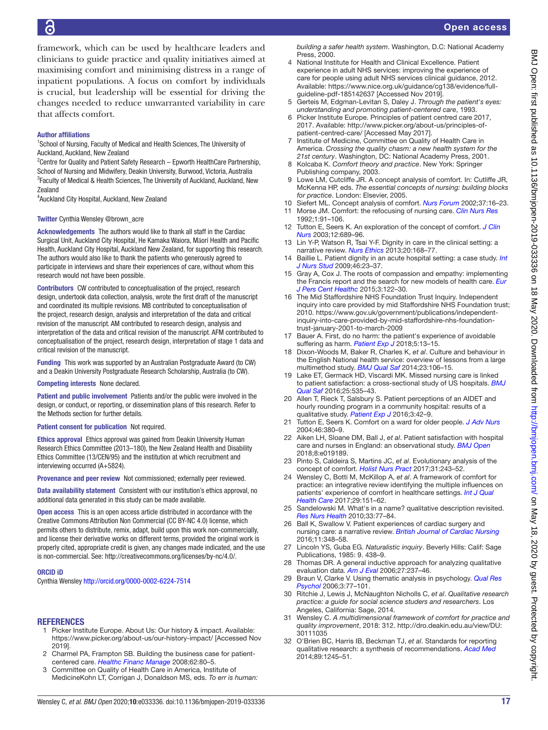framework, which can be used by healthcare leaders and clinicians to guide practice and quality initiatives aimed at maximising comfort and minimising distress in a range of inpatient populations. A focus on comfort by individuals is crucial, but leadership will be essential for driving the changes needed to reduce unwarranted variability in care that affects comfort.

### Author affiliations

[1]School of Nursing, Faculty of Medical and Health Sciences, The University of Auckland, Auckland, New Zealand
[2]Centre for Quality and Patient Safety Research – Epworth HealthCare Partnership, School of Nursing and Midwifery, Deakin University, Burwood, Victoria, Australia
[3]Faculty of Medical & Health Sciences, The University of Auckland, Auckland, New Zealand
[4]Auckland City Hospital, Auckland, New Zealand

**Twitter** Cynthia Wensley @brown_acre

**Acknowledgements** The authors would like to thank all staff in the Cardiac Surgical Unit, Auckland City Hospital, He Kamaka Waiora, Māori Health and Pacific Health, Auckland City Hospital, Auckland New Zealand, for supporting this research. The authors would also like to thank the patients who generously agreed to participate in interviews and share their experiences of care, without whom this research would not have been possible.

**Contributors** CW contributed to conceptualisation of the project, research design, undertook data collection, analysis, wrote the first draft of the manuscript and coordinated its multiple revisions. MB contributed to conceptualisation of the project, research design, analysis and interpretation of the data and critical revision of the manuscript. AM contributed to research design, analysis and interpretation of the data and critical revision of the manuscript. AFM contributed to conceptualisation of the project, research design, interpretation of stage 1 data and critical revision of the manuscript.

**Funding** This work was supported by an Australian Postgraduate Award (to CW) and a Deakin University Postgraduate Research Scholarship, Australia (to CW).

**Competing interests** None declared.

**Patient and public involvement** Patients and/or the public were involved in the design, or conduct, or reporting, or dissemination plans of this research. Refer to the Methods section for further details.

**Patient consent for publication** Not required.

**Ethics approval** Ethics approval was gained from Deakin University Human Research Ethics Committee (2013–180), the New Zealand Health and Disability Ethics Committee (13/CEN/95) and the institution at which recruitment and interviewing occurred (A+5824).

**Provenance and peer review** Not commissioned; externally peer reviewed.

**Data availability statement** Consistent with our institution's ethics approval, no additional data generated in this study can be made available.

**Open access** This is an open access article distributed in accordance with the Creative Commons Attribution Non Commercial (CC BY-NC 4.0) license, which permits others to distribute, remix, adapt, build upon this work non-commercially, and license their derivative works on different terms, provided the original work is properly cited, appropriate credit is given, any changes made indicated, and the use is non-commercial. See: http://creativecommons.org/licenses/by-nc/4.0/.

### ORCID iD

Cynthia Wensley http://orcid.org/0000-0002-6224-7514

## REFERENCES

1. Picker Institute Europe. About Us: Our history & impact. Available: https://www.picker.org/about-us/our-history-impact/ [Accessed Nov 2019].
2. Charmel PA, Frampton SB. Building the business case for patient-centered care. *Healthc Financ Manage* 2008;62:80–5.
3. Committee on Quality of Health Care in America, Institute of MedicineKohn LT, Corrigan J, Donaldson MS, eds. *To err is human: building a safer health system*. Washington, D.C: National Academy Press, 2000.
4. National Institute for Health and Clinical Excellence. Patient experience in adult NHS services: improving the experience of care for people using adult NHS services clinical guidance, 2012. Available: https://www.nice.org.uk/guidance/cg138/evidence/full-guideline-pdf-185142637 [Accessed Nov 2019].
5. Gerteis M, Edgman-Levitan S, Daley J. *Through the patient's eyes: understanding and promoting patient-centered care*, 1993.
6. Picker Institute Europe. Principles of patient centred care 2017, 2017. Available: http://www.picker.org/about-us/principles-of-patient-centred-care/ [Accessed May 2017].
7. Institute of Medicine, Committee on Quality of Health Care in America. *Crossing the quality chasm: a new health system for the 21st century*. Washington, DC: National Academy Press, 2001.
8. Kolcaba K. *Comfort theory and practice*. New York: Springer Publishing company, 2003.
9. Lowe LM, Cutcliffe JR. A concept analysis of comfort. In: Cutliffe JR, McKenna HP, eds. *The essential concepts of nursing: building blocks for practice*. London: Elsevier, 2005.
10. Siefert ML. Concept analysis of comfort. *Nurs Forum* 2002;37:16–23.
11. Morse JM. Comfort: the refocusing of nursing care. *Clin Nurs Res* 1992;1:91–106.
12. Tutton E, Seers K. An exploration of the concept of comfort. *J Clin Nurs* 2003;12:689–96.
13. Lin Y-P, Watson R, Tsai Y-F. Dignity in care in the clinical setting: a narrative review. *Nurs Ethics* 2013;20:168–77.
14. Baillie L. Patient dignity in an acute hospital setting: a case study. *Int J Nurs Stud* 2009;46:23–37.
15. Gray A, Cox J. The roots of compassion and empathy: implementing the Francis report and the search for new models of health care. *Eur J Pers Cent Healthc* 2015;3:122–30.
16. The Mid Staffordshire NHS Foundation Trust Inquiry. Independent inquiry into care provided by mid Staffordshire NHS Foundation trust; 2010. https://www.gov.uk/government/publications/independent-inquiry-into-care-provided-by-mid-staffordshire-nhs-foundation-trust-january-2001-to-march-2009
17. Bauer A. First, do no harm: the patient's experience of avoidable suffering as harm. *Patient Exp J* 2018;5:13–15.
18. Dixon-Woods M, Baker R, Charles K, *et al*. Culture and behaviour in the English National health service: overview of lessons from a large multimethod study. *BMJ Qual Saf* 2014;23:106–15.
19. Lake ET, Germack HD, Viscardi MK. Missed nursing care is linked to patient satisfaction: a cross-sectional study of US hospitals. *BMJ Qual Saf* 2016;25:535–43.
20. Allen T, Rieck T, Salsbury S. Patient perceptions of an AIDET and hourly rounding program in a community hospital: results of a qualitative study. *Patient Exp J* 2016;3:42–9.
21. Tutton E, Seers K. Comfort on a ward for older people. *J Adv Nurs* 2004;46:380–9.
22. Aiken LH, Sloane DM, Ball J, *et al*. Patient satisfaction with hospital care and nurses in England: an observational study. *BMJ Open* 2018;8:e019189.
23. Pinto S, Caldeira S, Martins JC, *et al*. Evolutionary analysis of the concept of comfort. *Holist Nurs Pract* 2017;31:243–52.
24. Wensley C, Botti M, McKillop A, *et al*. A framework of comfort for practice: an integrative review identifying the multiple influences on patients' experience of comfort in healthcare settings. *Int J Qual Health Care* 2017;29:151–62.
25. Sandelowski M. What's in a name? qualitative description revisited. *Res Nurs Health* 2010;33:77–84.
26. Ball K, Swallow V. Patient experiences of cardiac surgery and nursing care: a narrative review. *British Journal of Cardiac Nursing* 2016;11:348–58.
27. Lincoln YS, Guba EG. *Naturalistic inquiry*. Beverly Hills: Calif: Sage Publications, 1985: 9. 438–9.
28. Thomas DR. A general inductive approach for analyzing qualitative evaluation data. *Am J Eval* 2006;27:237–46.
29. Braun V, Clarke V. Using thematic analysis in psychology. *Qual Res Psychol* 2006;3:77–101.
30. Ritchie J, Lewis J, McNaughton Nicholls C, *et al*. *Qualitative research practice: a guide for social science studers and researchers*. Los Angeles, California: Sage, 2014.
31. Wensley C. *A multidimensional framework of comfort for practice and quality improvement*, 2018: 312. http://dro.deakin.edu.au/view/DU:30111035
32. O'Brien BC, Harris IB, Beckman TJ, *et al*. Standards for reporting qualitative research: a synthesis of recommendations. *Acad Med* 2014;89:1245–51.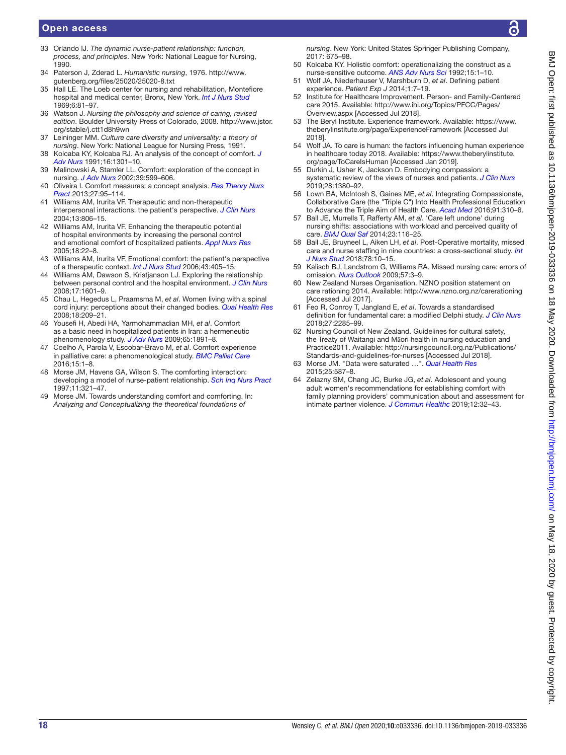33 Orlando IJ. *The dynamic nurse-patient relationship: function, process, and principles*. New York: National League for Nursing, 1990.
34 Paterson J, Zderad L. *Humanistic nursing*, 1976. http://www.gutenberg.org/files/25020/25020-8.txt
35 Hall LE. The Loeb center for nursing and rehabilitation, Montefiore hospital and medical center, Bronx, New York. *Int J Nurs Stud* 1969;6:81–97.
36 Watson J. *Nursing the philosophy and science of caring, revised edition*. Boulder University Press of Colorado, 2008. http://www.jstor.org/stable/j.ctt1d8h9wn
37 Leininger MM. *Culture care diversity and universality: a theory of nursing*. New York: National League for Nursing Press, 1991.
38 Kolcaba KY, Kolcaba RJ. An analysis of the concept of comfort. *J Adv Nurs* 1991;16:1301–10.
39 Malinowski A, Stamler LL. Comfort: exploration of the concept in nursing. *J Adv Nurs* 2002;39:599–606.
40 Oliveira I. Comfort measures: a concept analysis. *Res Theory Nurs Pract* 2013;27:95–114.
41 Williams AM, Irurita VF. Therapeutic and non-therapeutic interpersonal interactions: the patient's perspective. *J Clin Nurs* 2004;13:806–15.
42 Williams AM, Irurita VF. Enhancing the therapeutic potential of hospital environments by increasing the personal control and emotional comfort of hospitalized patients. *Appl Nurs Res* 2005;18:22–8.
43 Williams AM, Irurita VF. Emotional comfort: the patient's perspective of a therapeutic context. *Int J Nurs Stud* 2006;43:405–15.
44 Williams AM, Dawson S, Kristjanson LJ. Exploring the relationship between personal control and the hospital environment. *J Clin Nurs* 2008;17:1601–9.
45 Chau L, Hegedus L, Praamsma M, *et al*. Women living with a spinal cord injury: perceptions about their changed bodies. *Qual Health Res* 2008;18:209–21.
46 Yousefi H, Abedi HA, Yarmohammadian MH, *et al*. Comfort as a basic need in hospitalized patients in Iran: a hermeneutic phenomenology study. *J Adv Nurs* 2009;65:1891–8.
47 Coelho A, Parola V, Escobar-Bravo M, *et al*. Comfort experience in palliative care: a phenomenological study. *BMC Palliat Care* 2016;15:1–8.
48 Morse JM, Havens GA, Wilson S. The comforting interaction: developing a model of nurse-patient relationship. *Sch Inq Nurs Pract* 1997;11:321–47.
49 Morse JM. Towards understanding comfort and comforting. In: *Analyzing and Conceptualizing the theoretical foundations of nursing*. New York: United States Springer Publishing Company, 2017: 675–98.
50 Kolcaba KY. Holistic comfort: operationalizing the construct as a nurse-sensitive outcome. *ANS Adv Nurs Sci* 1992;15:1–10.
51 Wolf JA, Niederhauser V, Marshburn D, *et al*. Defining patient experience. *Patient Exp J* 2014;1:7–19.
52 Institute for Healthcare Improvement. Person- and Family-Centered care 2015. Available: http://www.ihi.org/Topics/PFCC/Pages/Overview.aspx [Accessed Jul 2018].
53 The Beryl Institute. Experience framework. Available: https://www.theberylinstitute.org/page/ExperienceFramework [Accessed Jul 2018].
54 Wolf JA. To care is human: the factors influencing human experience in healthcare today 2018. Available: https://www.theberylinstitute.org/page/ToCareIsHuman [Accessed Jan 2019].
55 Durkin J, Usher K, Jackson D. Embodying compassion: a systematic review of the views of nurses and patients. *J Clin Nurs* 2019;28:1380–92.
56 Lown BA, McIntosh S, Gaines ME, *et al*. Integrating Compassionate, Collaborative Care (the "Triple C") Into Health Professional Education to Advance the Triple Aim of Health Care. *Acad Med* 2016;91:310–6.
57 Ball JE, Murrells T, Rafferty AM, *et al*. 'Care left undone' during nursing shifts: associations with workload and perceived quality of care. *BMJ Qual Saf* 2014;23:116–25.
58 Ball JE, Bruyneel L, Aiken LH, *et al*. Post-Operative mortality, missed care and nurse staffing in nine countries: a cross-sectional study. *Int J Nurs Stud* 2018;78:10–15.
59 Kalisch BJ, Landstrom G, Williams RA. Missed nursing care: errors of omission. *Nurs Outlook* 2009;57:3–9.
60 New Zealand Nurses Organisation. NZNO position statement on care rationing 2014. Available: http://www.nzno.org.nz/carerationing [Accessed Jul 2017].
61 Feo R, Conroy T, Jangland E, *et al*. Towards a standardised definition for fundamental care: a modified Delphi study. *J Clin Nurs* 2018;27:2285–99.
62 Nursing Council of New Zealand. Guidelines for cultural safety, the Treaty of Waitangi and Māori health in nursing education and Practice2011. Available: http://nursingcouncil.org.nz/Publications/Standards-and-guidelines-for-nurses [Accessed Jul 2018].
63 Morse JM. "Data were saturated …". *Qual Health Res* 2015;25:587–8.
64 Zelazny SM, Chang JC, Burke JG, *et al*. Adolescent and young adult women's recommendations for establishing comfort with family planning providers' communication about and assessment for intimate partner violence. *J Commun Healthc* 2019;12:32–43.